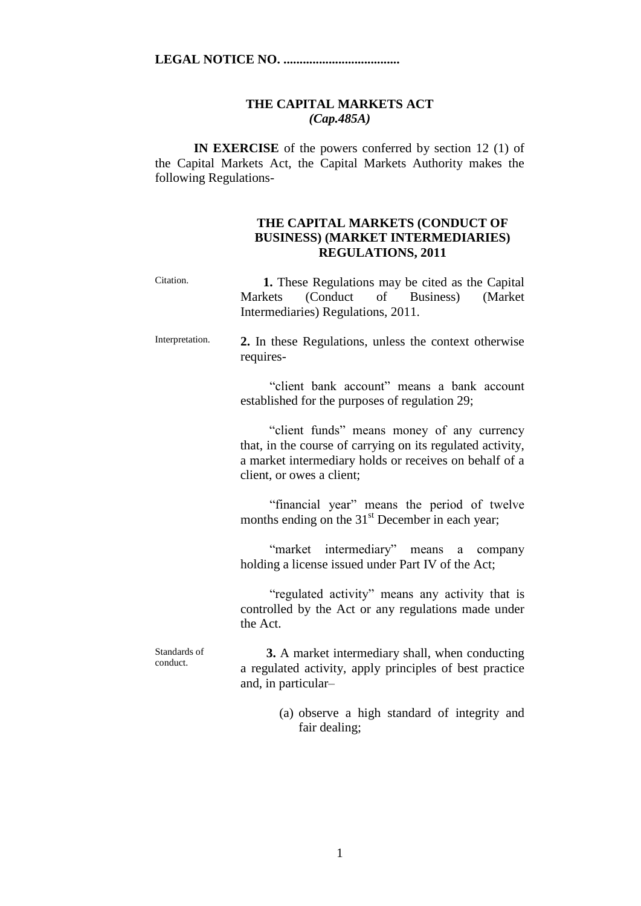**LEGAL NOTICE NO. ....................................**

**THE CAPITAL MARKETS ACT**
***(Cap.485A)***

**IN EXERCISE** of the powers conferred by section 12 (1) of the Capital Markets Act, the Capital Markets Authority makes the following Regulations-

## THE CAPITAL MARKETS (CONDUCT OF BUSINESS) (MARKET INTERMEDIARIES) REGULATIONS, 2011

Citation.

**1.** These Regulations may be cited as the Capital Markets (Conduct of Business) (Market Intermediaries) Regulations, 2011.

Interpretation.

**2.** In these Regulations, unless the context otherwise requires-

"client bank account" means a bank account established for the purposes of regulation 29;

"client funds" means money of any currency that, in the course of carrying on its regulated activity, a market intermediary holds or receives on behalf of a client, or owes a client;

"financial year" means the period of twelve months ending on the 31st December in each year;

"market intermediary" means a company holding a license issued under Part IV of the Act;

"regulated activity" means any activity that is controlled by the Act or any regulations made under the Act.

Standards of conduct.

**3.** A market intermediary shall, when conducting a regulated activity, apply principles of best practice and, in particular–

(a) observe a high standard of integrity and fair dealing;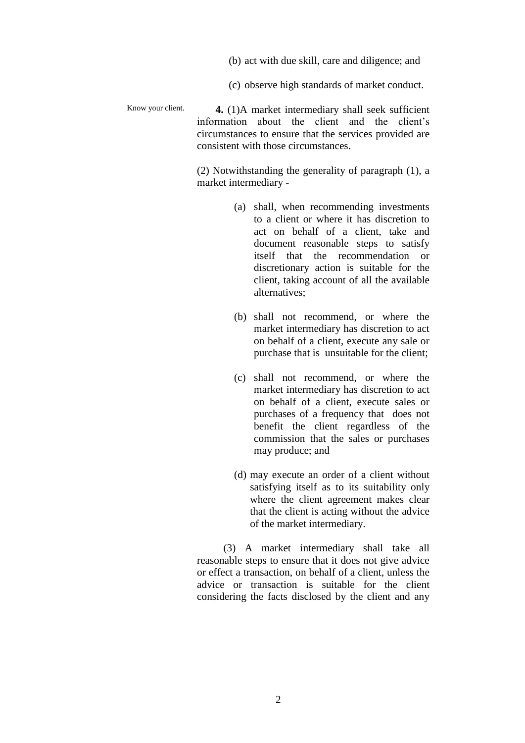(b) act with due skill, care and diligence; and

(c) observe high standards of market conduct.

Know your client.

**4.** (1)A market intermediary shall seek sufficient information about the client and the client's circumstances to ensure that the services provided are consistent with those circumstances.

(2) Notwithstanding the generality of paragraph (1), a market intermediary -

(a) shall, when recommending investments to a client or where it has discretion to act on behalf of a client, take and document reasonable steps to satisfy itself that the recommendation or discretionary action is suitable for the client, taking account of all the available alternatives;

(b) shall not recommend, or where the market intermediary has discretion to act on behalf of a client, execute any sale or purchase that is unsuitable for the client;

(c) shall not recommend, or where the market intermediary has discretion to act on behalf of a client, execute sales or purchases of a frequency that does not benefit the client regardless of the commission that the sales or purchases may produce; and

(d) may execute an order of a client without satisfying itself as to its suitability only where the client agreement makes clear that the client is acting without the advice of the market intermediary.

(3) A market intermediary shall take all reasonable steps to ensure that it does not give advice or effect a transaction, on behalf of a client, unless the advice or transaction is suitable for the client considering the facts disclosed by the client and any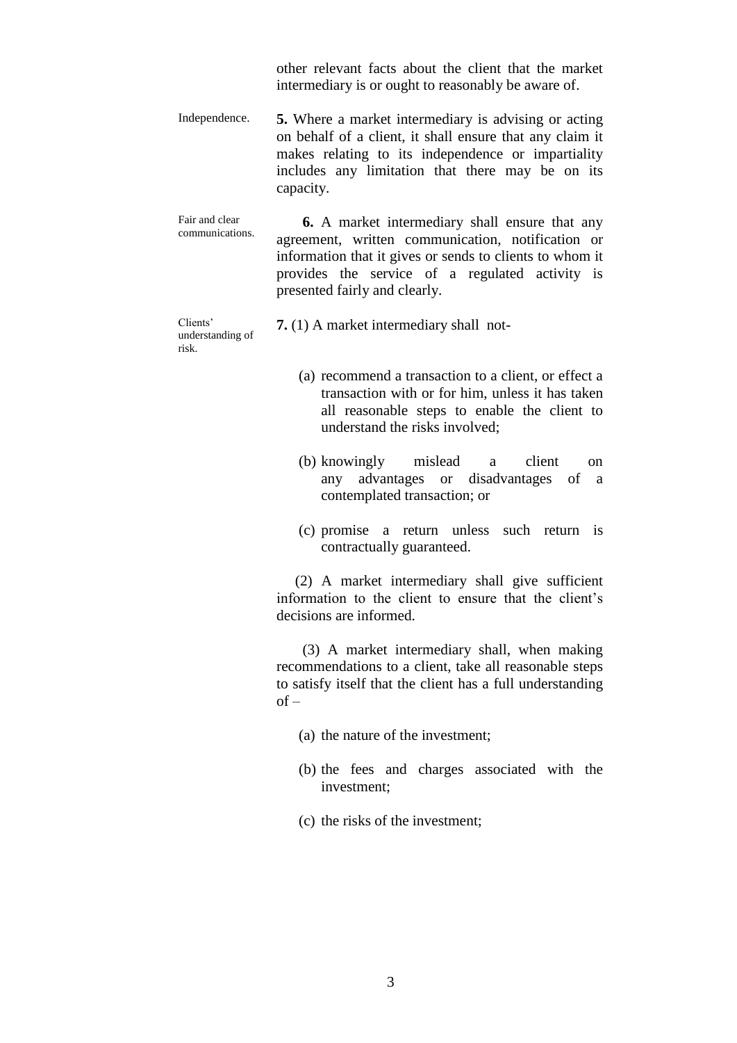other relevant facts about the client that the market intermediary is or ought to reasonably be aware of.

Independence.

**5.** Where a market intermediary is advising or acting on behalf of a client, it shall ensure that any claim it makes relating to its independence or impartiality includes any limitation that there may be on its capacity.

Fair and clear communications.

**6.** A market intermediary shall ensure that any agreement, written communication, notification or information that it gives or sends to clients to whom it provides the service of a regulated activity is presented fairly and clearly.

Clients' understanding of risk.

**7.** (1) A market intermediary shall not-

(a) recommend a transaction to a client, or effect a transaction with or for him, unless it has taken all reasonable steps to enable the client to understand the risks involved;

(b) knowingly mislead a client on any advantages or disadvantages of a contemplated transaction; or

(c) promise a return unless such return is contractually guaranteed.

(2) A market intermediary shall give sufficient information to the client to ensure that the client's decisions are informed.

(3) A market intermediary shall, when making recommendations to a client, take all reasonable steps to satisfy itself that the client has a full understanding of –

(a) the nature of the investment;

(b) the fees and charges associated with the investment;

(c) the risks of the investment;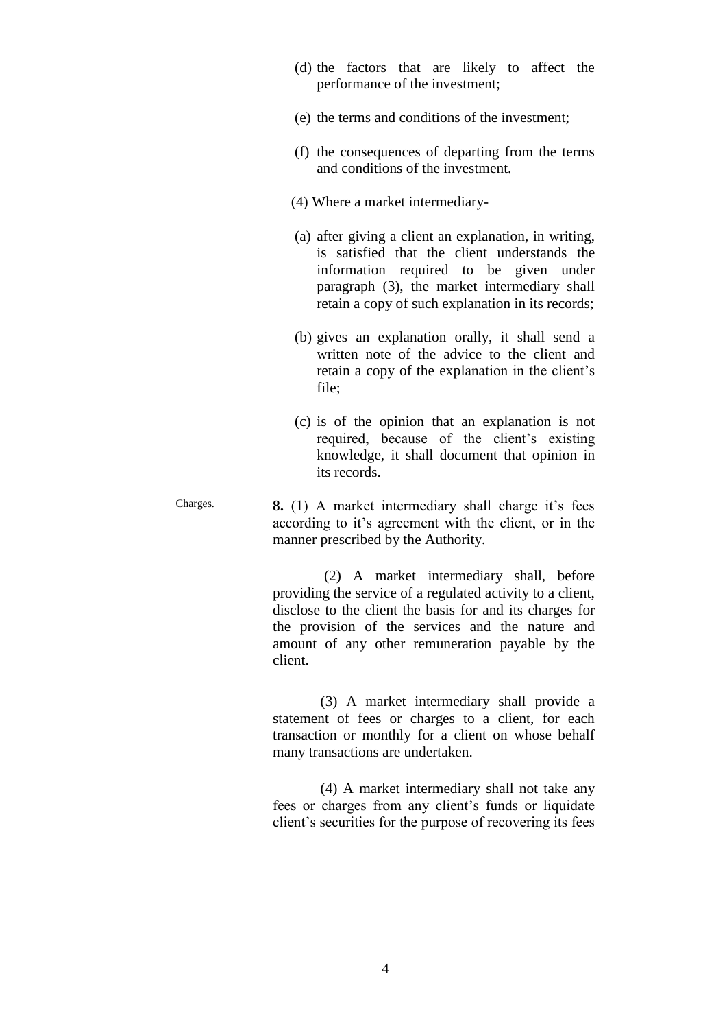(d) the factors that are likely to affect the performance of the investment;

(e) the terms and conditions of the investment;

(f) the consequences of departing from the terms and conditions of the investment.

(4) Where a market intermediary-

(a) after giving a client an explanation, in writing, is satisfied that the client understands the information required to be given under paragraph (3), the market intermediary shall retain a copy of such explanation in its records;

(b) gives an explanation orally, it shall send a written note of the advice to the client and retain a copy of the explanation in the client's file;

(c) is of the opinion that an explanation is not required, because of the client's existing knowledge, it shall document that opinion in its records.

Charges.

**8.** (1) A market intermediary shall charge it's fees according to it's agreement with the client, or in the manner prescribed by the Authority.

(2) A market intermediary shall, before providing the service of a regulated activity to a client, disclose to the client the basis for and its charges for the provision of the services and the nature and amount of any other remuneration payable by the client.

(3) A market intermediary shall provide a statement of fees or charges to a client, for each transaction or monthly for a client on whose behalf many transactions are undertaken.

(4) A market intermediary shall not take any fees or charges from any client's funds or liquidate client's securities for the purpose of recovering its fees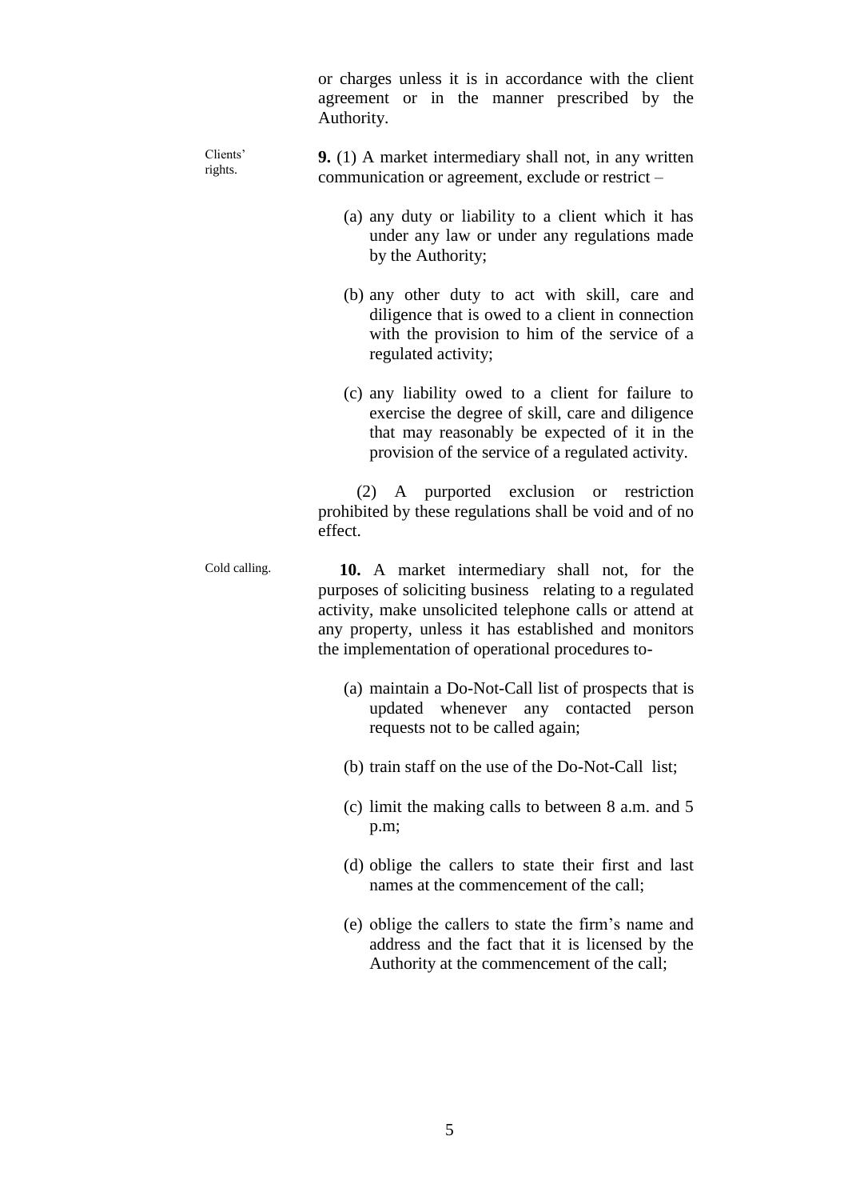or charges unless it is in accordance with the client agreement or in the manner prescribed by the Authority.

Clients' rights.

**9.** (1) A market intermediary shall not, in any written communication or agreement, exclude or restrict –

(a) any duty or liability to a client which it has under any law or under any regulations made by the Authority;

(b) any other duty to act with skill, care and diligence that is owed to a client in connection with the provision to him of the service of a regulated activity;

(c) any liability owed to a client for failure to exercise the degree of skill, care and diligence that may reasonably be expected of it in the provision of the service of a regulated activity.

(2) A purported exclusion or restriction prohibited by these regulations shall be void and of no effect.

Cold calling.

**10.** A market intermediary shall not, for the purposes of soliciting business relating to a regulated activity, make unsolicited telephone calls or attend at any property, unless it has established and monitors the implementation of operational procedures to-

(a) maintain a Do-Not-Call list of prospects that is updated whenever any contacted person requests not to be called again;

(b) train staff on the use of the Do-Not-Call list;

(c) limit the making calls to between 8 a.m. and 5 p.m;

(d) oblige the callers to state their first and last names at the commencement of the call;

(e) oblige the callers to state the firm's name and address and the fact that it is licensed by the Authority at the commencement of the call;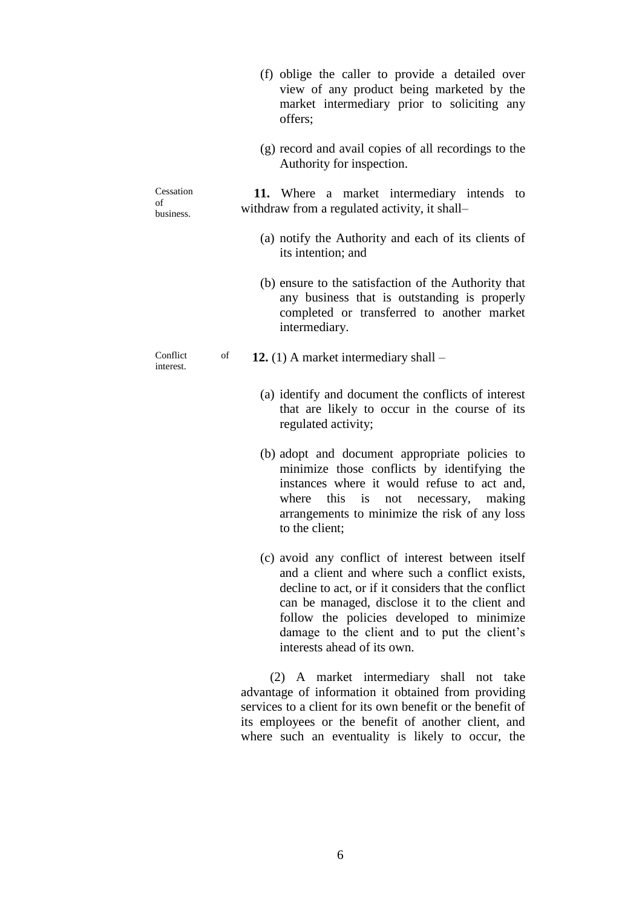(f) oblige the caller to provide a detailed over view of any product being marketed by the market intermediary prior to soliciting any offers;

(g) record and avail copies of all recordings to the Authority for inspection.

Cessation of business.

**11.** Where a market intermediary intends to withdraw from a regulated activity, it shall–

(a) notify the Authority and each of its clients of its intention; and

(b) ensure to the satisfaction of the Authority that any business that is outstanding is properly completed or transferred to another market intermediary.

Conflict of interest.

**12.** (1) A market intermediary shall –

(a) identify and document the conflicts of interest that are likely to occur in the course of its regulated activity;

(b) adopt and document appropriate policies to minimize those conflicts by identifying the instances where it would refuse to act and, where this is not necessary, making arrangements to minimize the risk of any loss to the client;

(c) avoid any conflict of interest between itself and a client and where such a conflict exists, decline to act, or if it considers that the conflict can be managed, disclose it to the client and follow the policies developed to minimize damage to the client and to put the client's interests ahead of its own.

(2) A market intermediary shall not take advantage of information it obtained from providing services to a client for its own benefit or the benefit of its employees or the benefit of another client, and where such an eventuality is likely to occur, the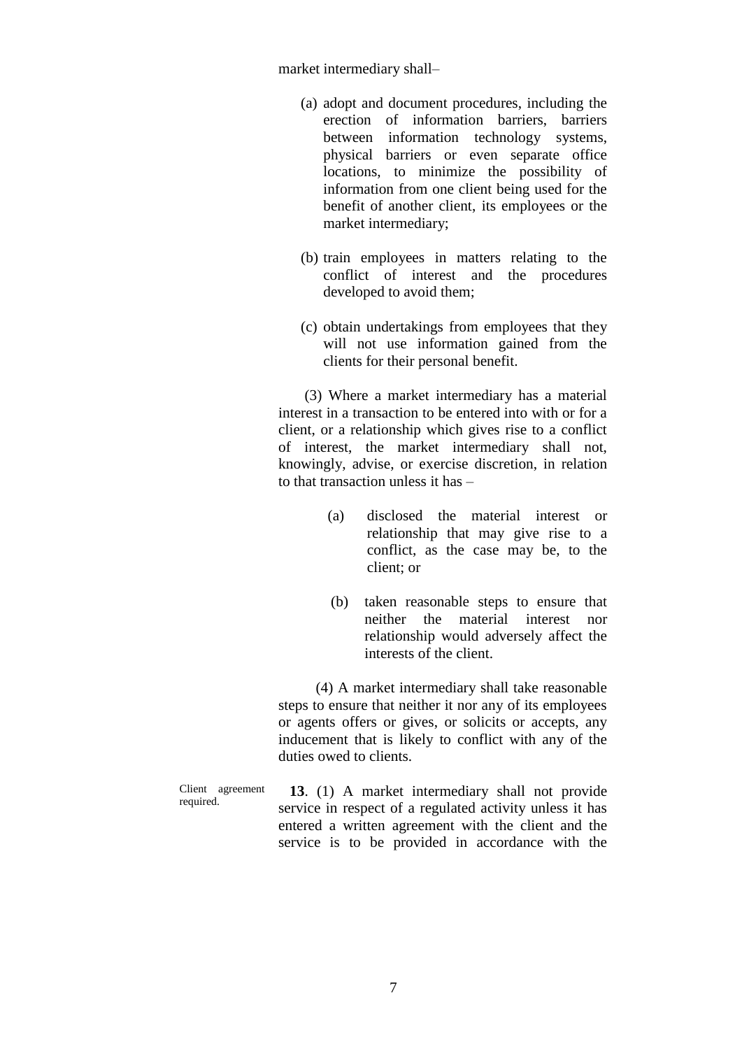market intermediary shall–

(a) adopt and document procedures, including the erection of information barriers, barriers between information technology systems, physical barriers or even separate office locations, to minimize the possibility of information from one client being used for the benefit of another client, its employees or the market intermediary;

(b) train employees in matters relating to the conflict of interest and the procedures developed to avoid them;

(c) obtain undertakings from employees that they will not use information gained from the clients for their personal benefit.

(3) Where a market intermediary has a material interest in a transaction to be entered into with or for a client, or a relationship which gives rise to a conflict of interest, the market intermediary shall not, knowingly, advise, or exercise discretion, in relation to that transaction unless it has –

(a) disclosed the material interest or relationship that may give rise to a conflict, as the case may be, to the client; or

(b) taken reasonable steps to ensure that neither the material interest nor relationship would adversely affect the interests of the client.

(4) A market intermediary shall take reasonable steps to ensure that neither it nor any of its employees or agents offers or gives, or solicits or accepts, any inducement that is likely to conflict with any of the duties owed to clients.

Client agreement required.

**13**. (1) A market intermediary shall not provide service in respect of a regulated activity unless it has entered a written agreement with the client and the service is to be provided in accordance with the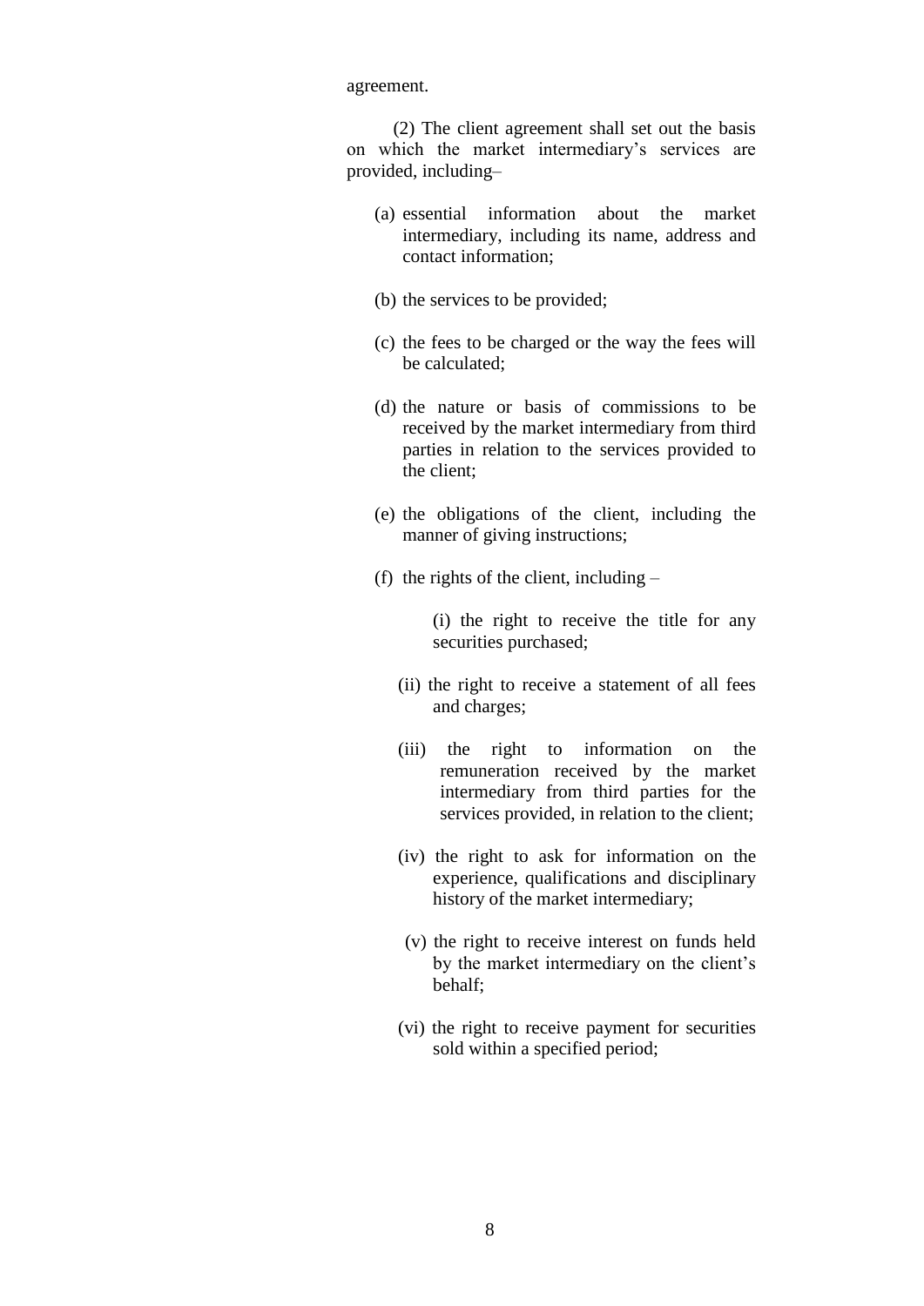agreement.

(2) The client agreement shall set out the basis on which the market intermediary's services are provided, including–

(a) essential information about the market intermediary, including its name, address and contact information;

(b) the services to be provided;

(c) the fees to be charged or the way the fees will be calculated;

(d) the nature or basis of commissions to be received by the market intermediary from third parties in relation to the services provided to the client;

(e) the obligations of the client, including the manner of giving instructions;

(f) the rights of the client, including –

(i) the right to receive the title for any securities purchased;

(ii) the right to receive a statement of all fees and charges;

(iii) the right to information on the remuneration received by the market intermediary from third parties for the services provided, in relation to the client;

(iv) the right to ask for information on the experience, qualifications and disciplinary history of the market intermediary;

(v) the right to receive interest on funds held by the market intermediary on the client's behalf;

(vi) the right to receive payment for securities sold within a specified period;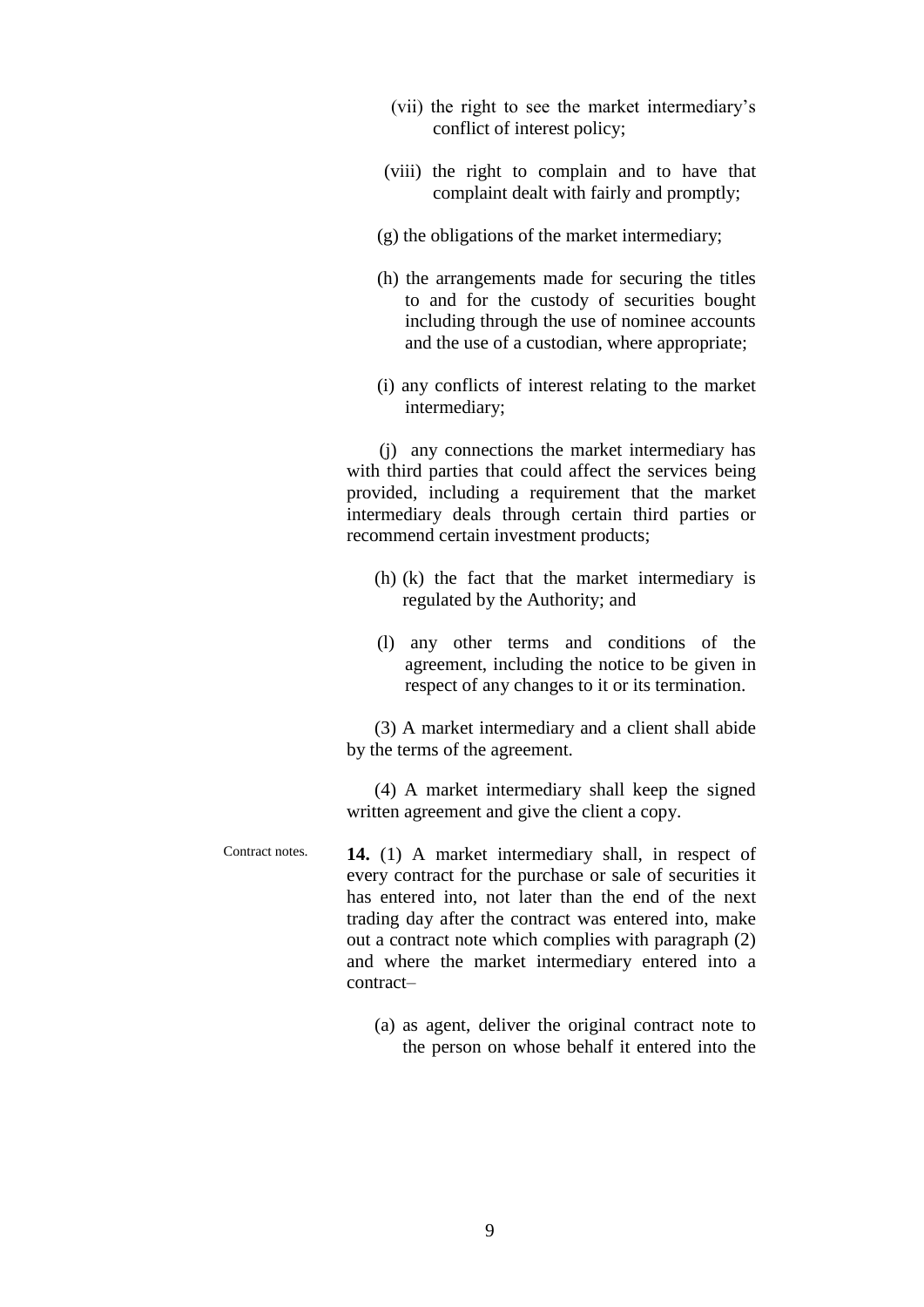(vii) the right to see the market intermediary's conflict of interest policy;

(viii) the right to complain and to have that complaint dealt with fairly and promptly;

(g) the obligations of the market intermediary;

(h) the arrangements made for securing the titles to and for the custody of securities bought including through the use of nominee accounts and the use of a custodian, where appropriate;

(i) any conflicts of interest relating to the market intermediary;

(j) any connections the market intermediary has with third parties that could affect the services being provided, including a requirement that the market intermediary deals through certain third parties or recommend certain investment products;

(h) (k) the fact that the market intermediary is regulated by the Authority; and

(l) any other terms and conditions of the agreement, including the notice to be given in respect of any changes to it or its termination.

(3) A market intermediary and a client shall abide by the terms of the agreement.

(4) A market intermediary shall keep the signed written agreement and give the client a copy.

Contract notes.

**14.** (1) A market intermediary shall, in respect of every contract for the purchase or sale of securities it has entered into, not later than the end of the next trading day after the contract was entered into, make out a contract note which complies with paragraph (2) and where the market intermediary entered into a contract–

(a) as agent, deliver the original contract note to the person on whose behalf it entered into the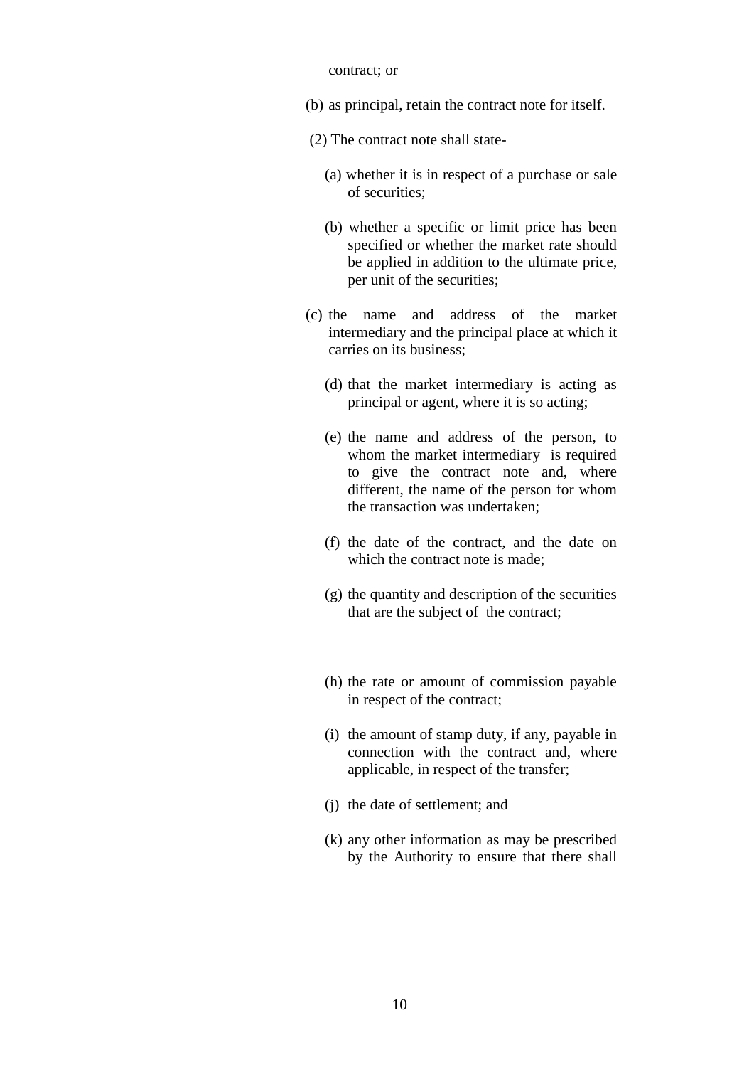contract; or

(b) as principal, retain the contract note for itself.

(2) The contract note shall state-

(a) whether it is in respect of a purchase or sale of securities;

(b) whether a specific or limit price has been specified or whether the market rate should be applied in addition to the ultimate price, per unit of the securities;

(c) the name and address of the market intermediary and the principal place at which it carries on its business;

(d) that the market intermediary is acting as principal or agent, where it is so acting;

(e) the name and address of the person, to whom the market intermediary is required to give the contract note and, where different, the name of the person for whom the transaction was undertaken;

(f) the date of the contract, and the date on which the contract note is made;

(g) the quantity and description of the securities that are the subject of the contract;

(h) the rate or amount of commission payable in respect of the contract;

(i) the amount of stamp duty, if any, payable in connection with the contract and, where applicable, in respect of the transfer;

(j) the date of settlement; and

(k) any other information as may be prescribed by the Authority to ensure that there shall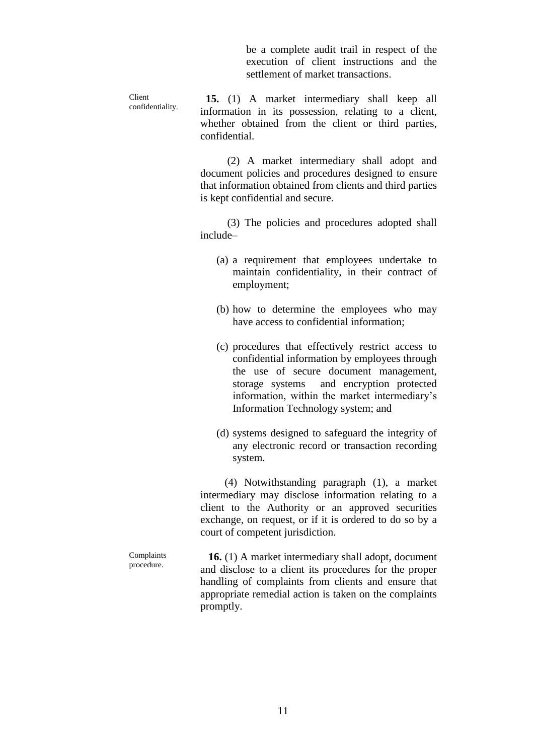be a complete audit trail in respect of the execution of client instructions and the settlement of market transactions.

Client confidentiality.

**15.** (1) A market intermediary shall keep all information in its possession, relating to a client, whether obtained from the client or third parties, confidential.

(2) A market intermediary shall adopt and document policies and procedures designed to ensure that information obtained from clients and third parties is kept confidential and secure.

(3) The policies and procedures adopted shall include–

(a) a requirement that employees undertake to maintain confidentiality, in their contract of employment;

(b) how to determine the employees who may have access to confidential information;

(c) procedures that effectively restrict access to confidential information by employees through the use of secure document management, storage systems and encryption protected information, within the market intermediary's Information Technology system; and

(d) systems designed to safeguard the integrity of any electronic record or transaction recording system.

(4) Notwithstanding paragraph (1), a market intermediary may disclose information relating to a client to the Authority or an approved securities exchange, on request, or if it is ordered to do so by a court of competent jurisdiction.

Complaints procedure.

**16.** (1) A market intermediary shall adopt, document and disclose to a client its procedures for the proper handling of complaints from clients and ensure that appropriate remedial action is taken on the complaints promptly.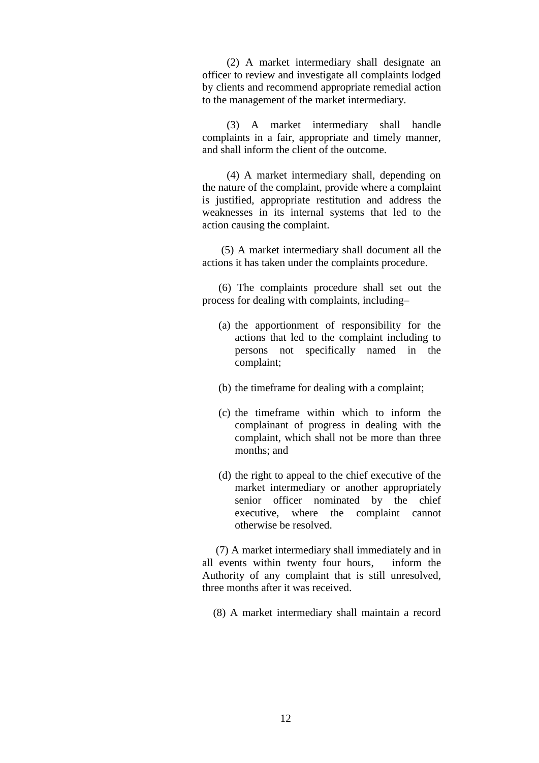(2) A market intermediary shall designate an officer to review and investigate all complaints lodged by clients and recommend appropriate remedial action to the management of the market intermediary.

(3) A market intermediary shall handle complaints in a fair, appropriate and timely manner, and shall inform the client of the outcome.

(4) A market intermediary shall, depending on the nature of the complaint, provide where a complaint is justified, appropriate restitution and address the weaknesses in its internal systems that led to the action causing the complaint.

(5) A market intermediary shall document all the actions it has taken under the complaints procedure.

(6) The complaints procedure shall set out the process for dealing with complaints, including–

(a) the apportionment of responsibility for the actions that led to the complaint including to persons not specifically named in the complaint;

(b) the timeframe for dealing with a complaint;

(c) the timeframe within which to inform the complainant of progress in dealing with the complaint, which shall not be more than three months; and

(d) the right to appeal to the chief executive of the market intermediary or another appropriately senior officer nominated by the chief executive, where the complaint cannot otherwise be resolved.

(7) A market intermediary shall immediately and in all events within twenty four hours, inform the Authority of any complaint that is still unresolved, three months after it was received.

(8) A market intermediary shall maintain a record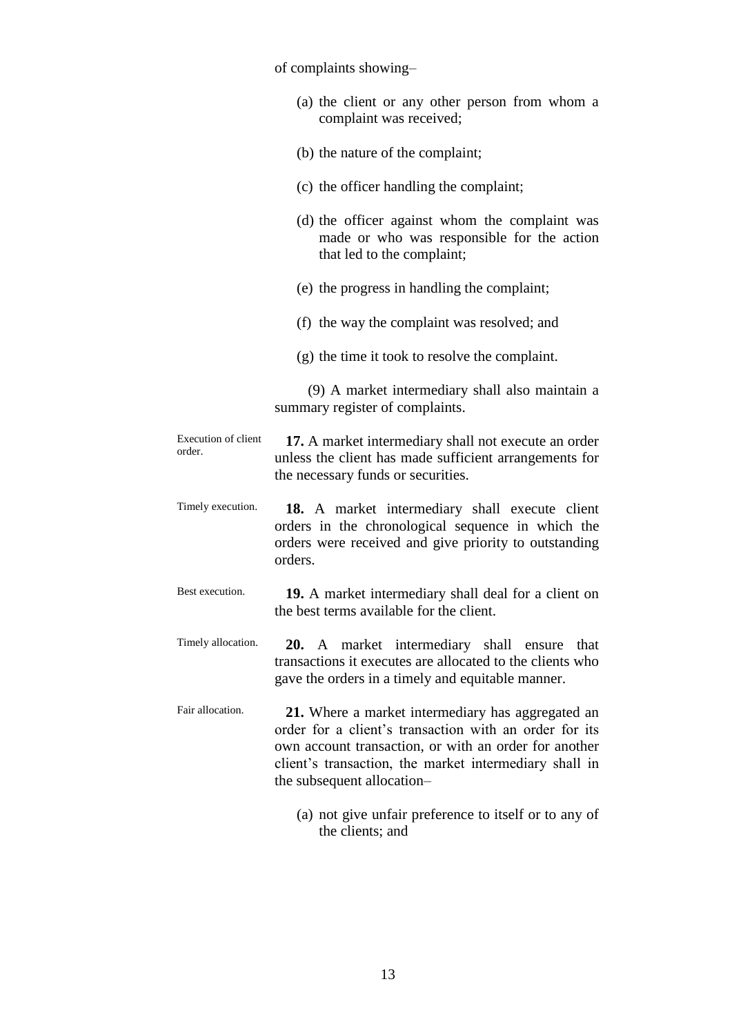of complaints showing–

(a) the client or any other person from whom a complaint was received;

(b) the nature of the complaint;

(c) the officer handling the complaint;

(d) the officer against whom the complaint was made or who was responsible for the action that led to the complaint;

(e) the progress in handling the complaint;

(f) the way the complaint was resolved; and

(g) the time it took to resolve the complaint.

(9) A market intermediary shall also maintain a summary register of complaints.

*Execution of client order.*

**17.** A market intermediary shall not execute an order unless the client has made sufficient arrangements for the necessary funds or securities.

*Timely execution.*

**18.** A market intermediary shall execute client orders in the chronological sequence in which the orders were received and give priority to outstanding orders.

*Best execution.*

**19.** A market intermediary shall deal for a client on the best terms available for the client.

*Timely allocation.*

**20.** A market intermediary shall ensure that transactions it executes are allocated to the clients who gave the orders in a timely and equitable manner.

*Fair allocation.*

**21.** Where a market intermediary has aggregated an order for a client's transaction with an order for its own account transaction, or with an order for another client's transaction, the market intermediary shall in the subsequent allocation–

(a) not give unfair preference to itself or to any of the clients; and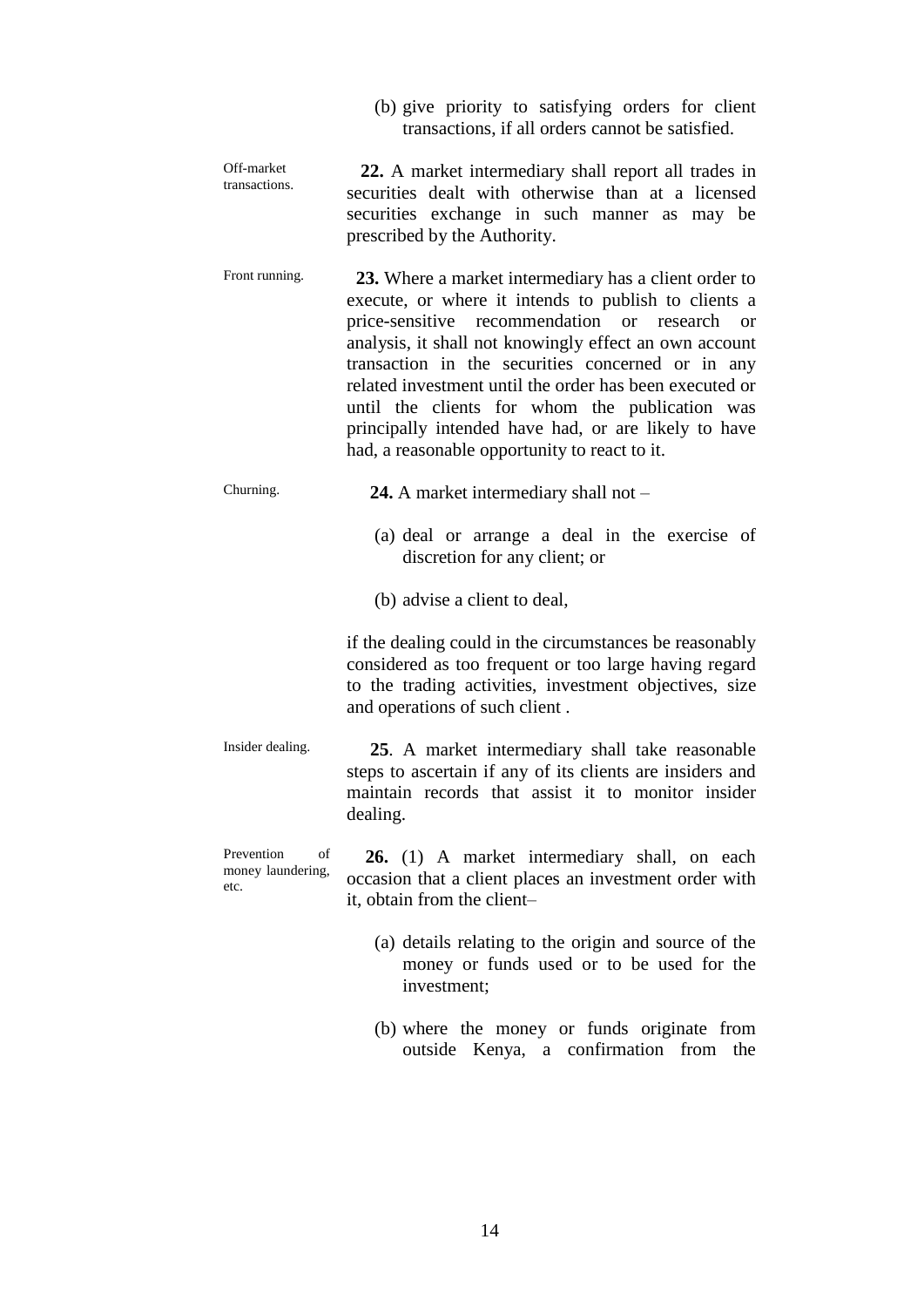(b) give priority to satisfying orders for client transactions, if all orders cannot be satisfied.

Off-market transactions.

**22.** A market intermediary shall report all trades in securities dealt with otherwise than at a licensed securities exchange in such manner as may be prescribed by the Authority.

Front running.

**23.** Where a market intermediary has a client order to execute, or where it intends to publish to clients a price-sensitive recommendation or research or analysis, it shall not knowingly effect an own account transaction in the securities concerned or in any related investment until the order has been executed or until the clients for whom the publication was principally intended have had, or are likely to have had, a reasonable opportunity to react to it.

Churning.

**24.** A market intermediary shall not –

(a) deal or arrange a deal in the exercise of discretion for any client; or

(b) advise a client to deal,

if the dealing could in the circumstances be reasonably considered as too frequent or too large having regard to the trading activities, investment objectives, size and operations of such client .

Insider dealing.

**25**. A market intermediary shall take reasonable steps to ascertain if any of its clients are insiders and maintain records that assist it to monitor insider dealing.

Prevention of money laundering, etc.

**26.** (1) A market intermediary shall, on each occasion that a client places an investment order with it, obtain from the client–

(a) details relating to the origin and source of the money or funds used or to be used for the investment;

(b) where the money or funds originate from outside Kenya, a confirmation from the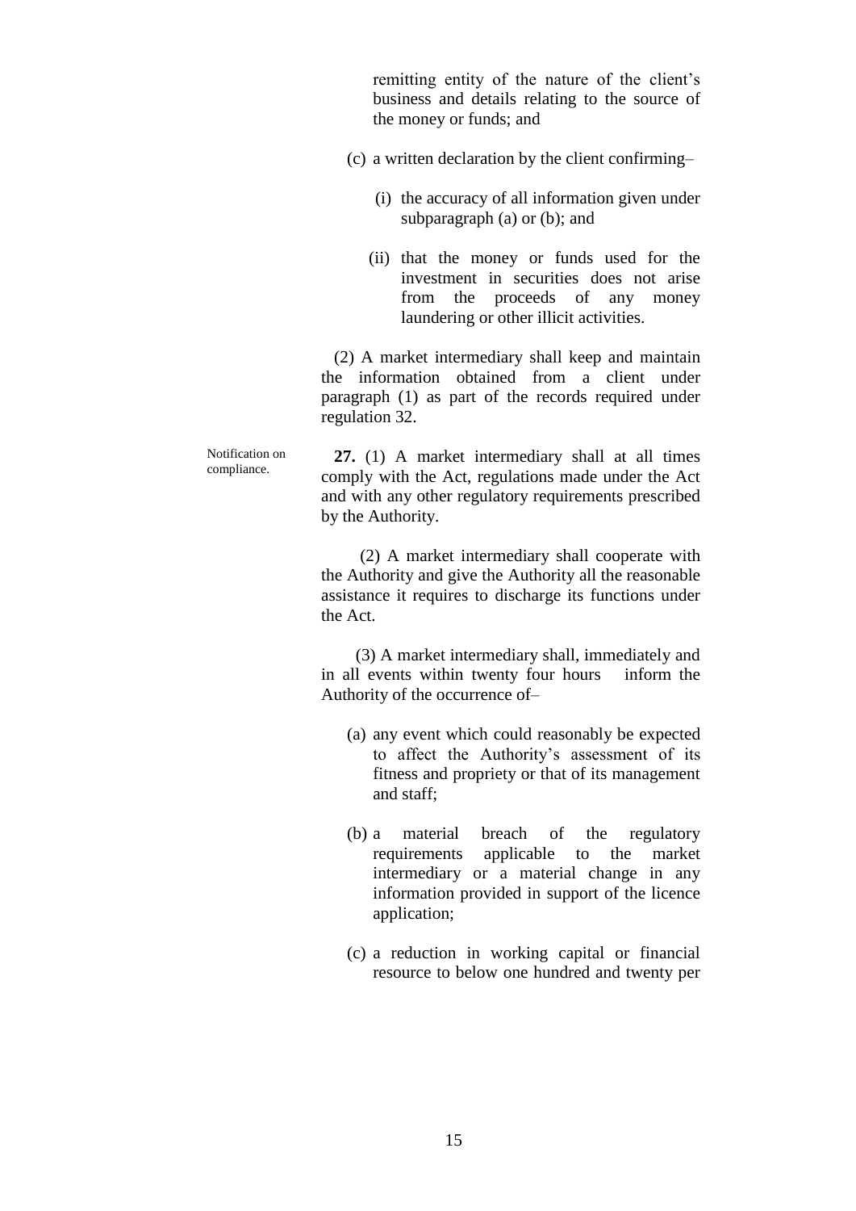remitting entity of the nature of the client's business and details relating to the source of the money or funds; and

(c) a written declaration by the client confirming–

(i) the accuracy of all information given under subparagraph (a) or (b); and

(ii) that the money or funds used for the investment in securities does not arise from the proceeds of any money laundering or other illicit activities.

(2) A market intermediary shall keep and maintain the information obtained from a client under paragraph (1) as part of the records required under regulation 32.

Notification on compliance.

**27.** (1) A market intermediary shall at all times comply with the Act, regulations made under the Act and with any other regulatory requirements prescribed by the Authority.

(2) A market intermediary shall cooperate with the Authority and give the Authority all the reasonable assistance it requires to discharge its functions under the Act.

(3) A market intermediary shall, immediately and in all events within twenty four hours inform the Authority of the occurrence of–

(a) any event which could reasonably be expected to affect the Authority's assessment of its fitness and propriety or that of its management and staff;

(b) a material breach of the regulatory requirements applicable to the market intermediary or a material change in any information provided in support of the licence application;

(c) a reduction in working capital or financial resource to below one hundred and twenty per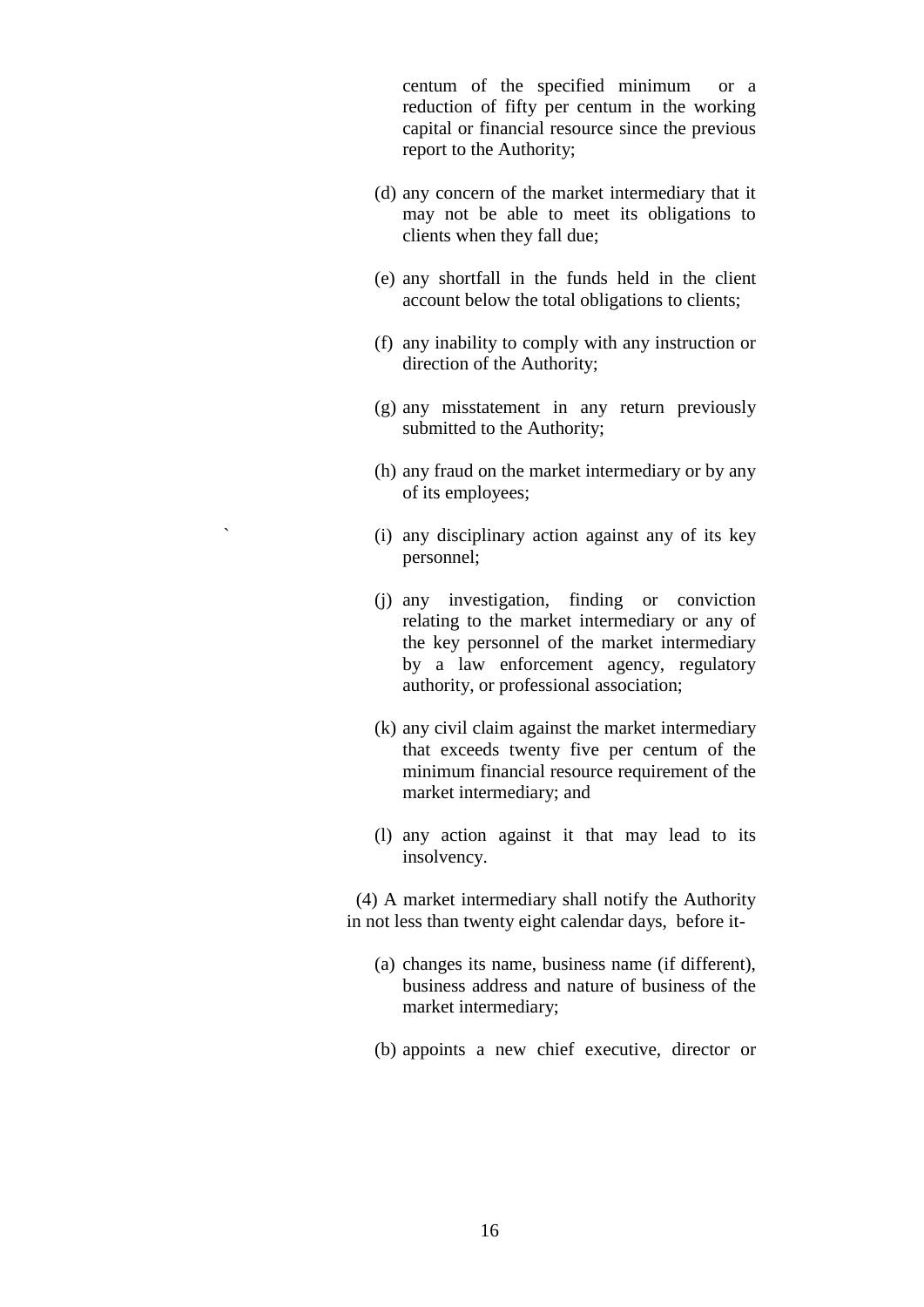centum of the specified minimum or a reduction of fifty per centum in the working capital or financial resource since the previous report to the Authority;

(d) any concern of the market intermediary that it may not be able to meet its obligations to clients when they fall due;

(e) any shortfall in the funds held in the client account below the total obligations to clients;

(f) any inability to comply with any instruction or direction of the Authority;

(g) any misstatement in any return previously submitted to the Authority;

(h) any fraud on the market intermediary or by any of its employees;

(i) any disciplinary action against any of its key personnel;

(j) any investigation, finding or conviction relating to the market intermediary or any of the key personnel of the market intermediary by a law enforcement agency, regulatory authority, or professional association;

(k) any civil claim against the market intermediary that exceeds twenty five per centum of the minimum financial resource requirement of the market intermediary; and

(l) any action against it that may lead to its insolvency.

(4) A market intermediary shall notify the Authority in not less than twenty eight calendar days, before it-

(a) changes its name, business name (if different), business address and nature of business of the market intermediary;

(b) appoints a new chief executive, director or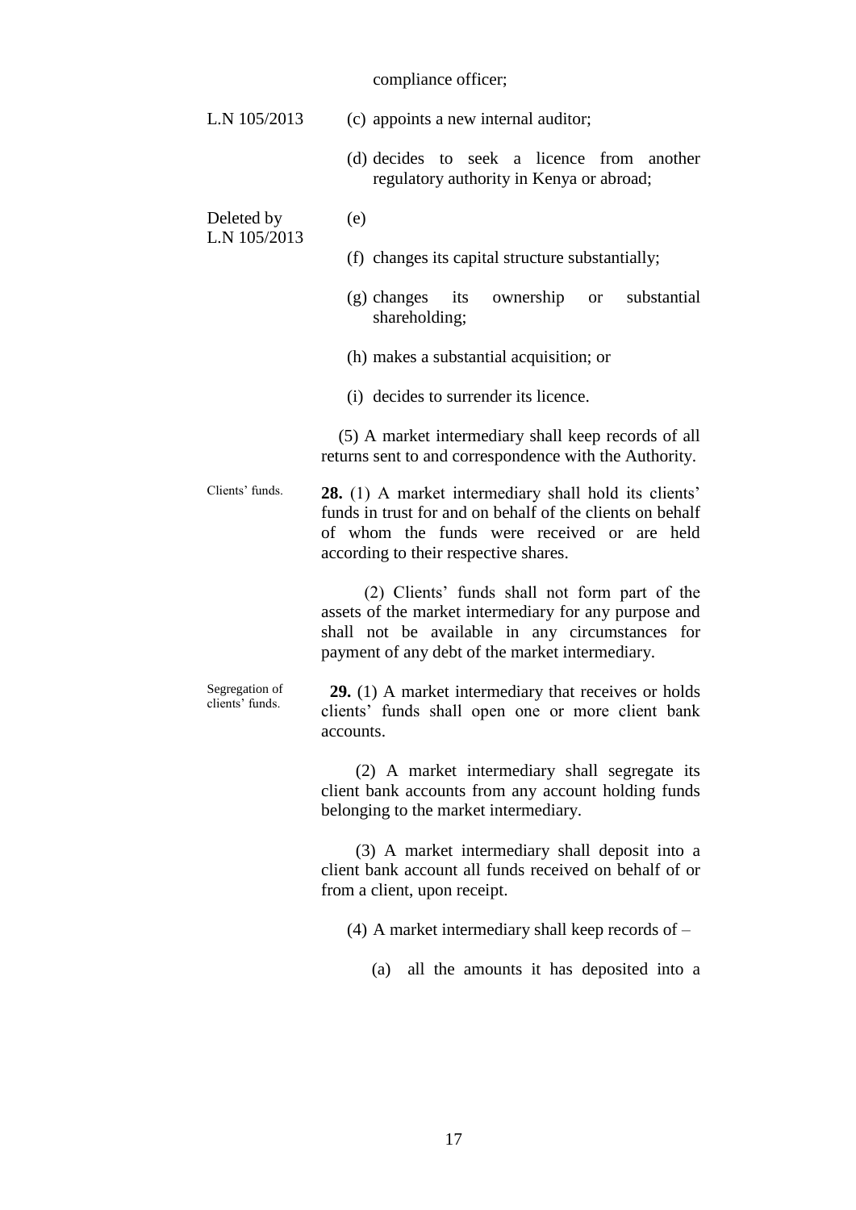compliance officer;

L.N 105/2013

(c) appoints a new internal auditor;

(d) decides to seek a licence from another regulatory authority in Kenya or abroad;

Deleted by L.N 105/2013

(e)

(f) changes its capital structure substantially;

(g) changes its ownership or substantial shareholding;

(h) makes a substantial acquisition; or

(i) decides to surrender its licence.

(5) A market intermediary shall keep records of all returns sent to and correspondence with the Authority.

Clients' funds.

**28.** (1) A market intermediary shall hold its clients' funds in trust for and on behalf of the clients on behalf of whom the funds were received or are held according to their respective shares.

(2) Clients' funds shall not form part of the assets of the market intermediary for any purpose and shall not be available in any circumstances for payment of any debt of the market intermediary.

Segregation of clients' funds.

**29.** (1) A market intermediary that receives or holds clients' funds shall open one or more client bank accounts.

(2) A market intermediary shall segregate its client bank accounts from any account holding funds belonging to the market intermediary.

(3) A market intermediary shall deposit into a client bank account all funds received on behalf of or from a client, upon receipt.

(4) A market intermediary shall keep records of –

(a) all the amounts it has deposited into a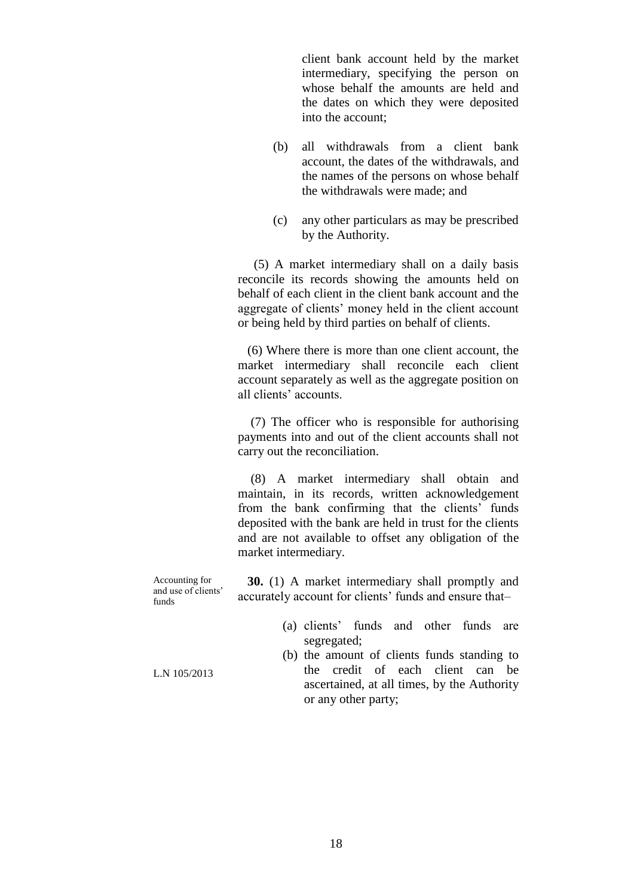client bank account held by the market intermediary, specifying the person on whose behalf the amounts are held and the dates on which they were deposited into the account;

(b) all withdrawals from a client bank account, the dates of the withdrawals, and the names of the persons on whose behalf the withdrawals were made; and

(c) any other particulars as may be prescribed by the Authority.

(5) A market intermediary shall on a daily basis reconcile its records showing the amounts held on behalf of each client in the client bank account and the aggregate of clients' money held in the client account or being held by third parties on behalf of clients.

(6) Where there is more than one client account, the market intermediary shall reconcile each client account separately as well as the aggregate position on all clients' accounts.

(7) The officer who is responsible for authorising payments into and out of the client accounts shall not carry out the reconciliation.

(8) A market intermediary shall obtain and maintain, in its records, written acknowledgement from the bank confirming that the clients' funds deposited with the bank are held in trust for the clients and are not available to offset any obligation of the market intermediary.

Accounting for and use of clients' funds

**30.** (1) A market intermediary shall promptly and accurately account for clients' funds and ensure that–

(a) clients' funds and other funds are segregated;

L.N 105/2013

(b) the amount of clients funds standing to the credit of each client can be ascertained, at all times, by the Authority or any other party;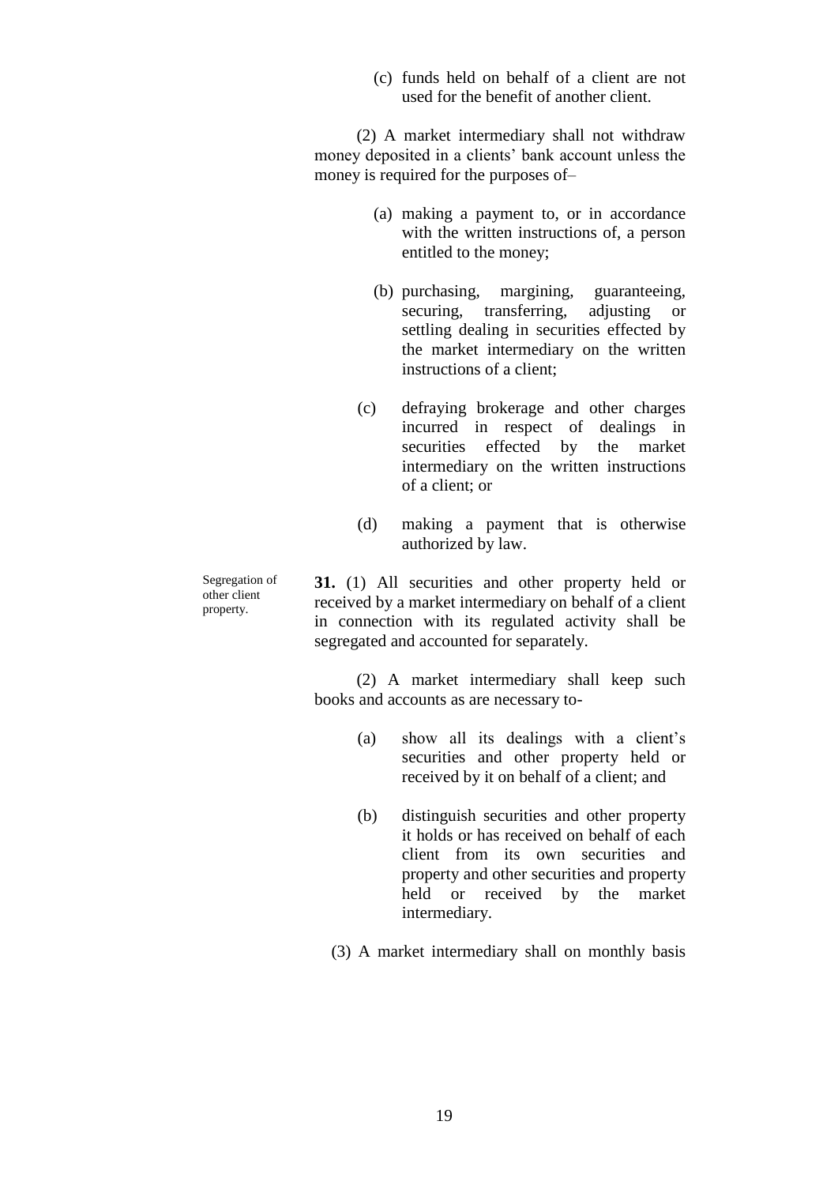(c) funds held on behalf of a client are not used for the benefit of another client.

(2) A market intermediary shall not withdraw money deposited in a clients' bank account unless the money is required for the purposes of–

(a) making a payment to, or in accordance with the written instructions of, a person entitled to the money;

(b) purchasing, margining, guaranteeing, securing, transferring, adjusting or settling dealing in securities effected by the market intermediary on the written instructions of a client;

(c) defraying brokerage and other charges incurred in respect of dealings in securities effected by the market intermediary on the written instructions of a client; or

(d) making a payment that is otherwise authorized by law.

Segregation of other client property.

**31.** (1) All securities and other property held or received by a market intermediary on behalf of a client in connection with its regulated activity shall be segregated and accounted for separately.

(2) A market intermediary shall keep such books and accounts as are necessary to-

(a) show all its dealings with a client's securities and other property held or received by it on behalf of a client; and

(b) distinguish securities and other property it holds or has received on behalf of each client from its own securities and property and other securities and property held or received by the market intermediary.

(3) A market intermediary shall on monthly basis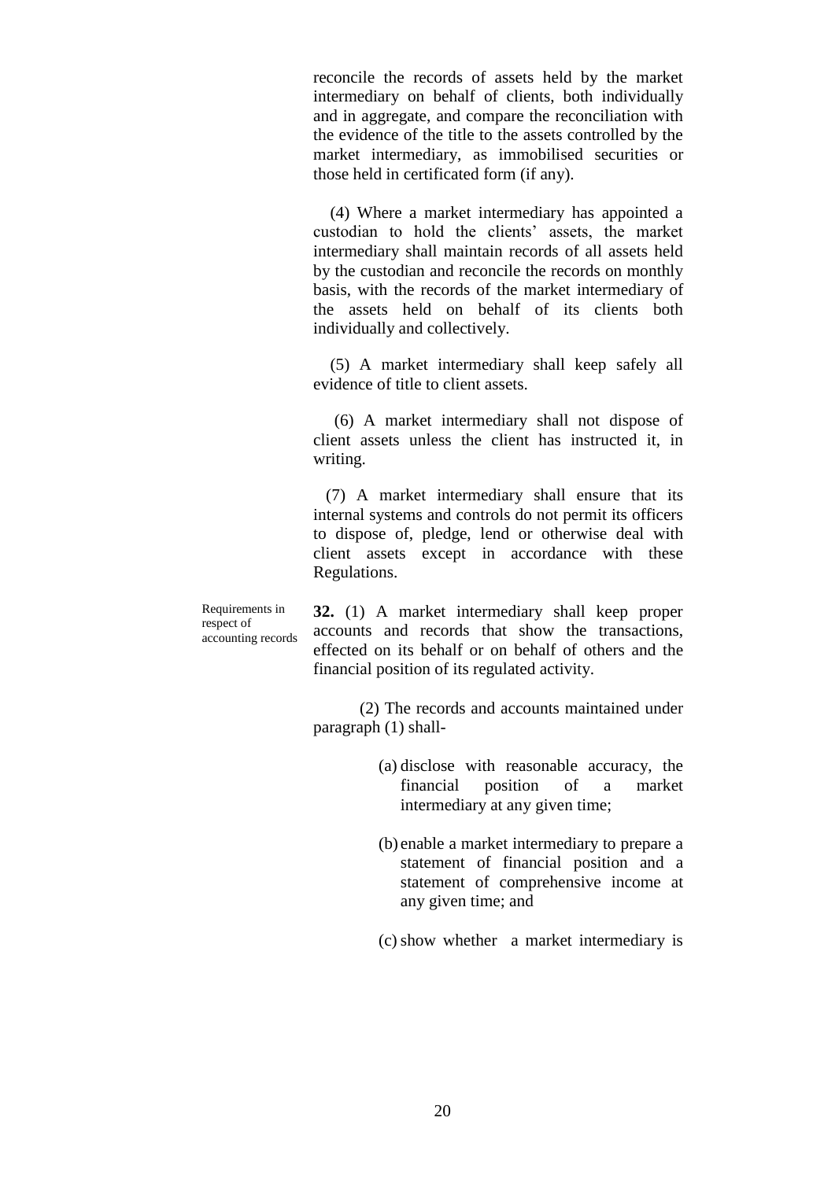reconcile the records of assets held by the market intermediary on behalf of clients, both individually and in aggregate, and compare the reconciliation with the evidence of the title to the assets controlled by the market intermediary, as immobilised securities or those held in certificated form (if any).

(4) Where a market intermediary has appointed a custodian to hold the clients' assets, the market intermediary shall maintain records of all assets held by the custodian and reconcile the records on monthly basis, with the records of the market intermediary of the assets held on behalf of its clients both individually and collectively.

(5) A market intermediary shall keep safely all evidence of title to client assets.

(6) A market intermediary shall not dispose of client assets unless the client has instructed it, in writing.

(7) A market intermediary shall ensure that its internal systems and controls do not permit its officers to dispose of, pledge, lend or otherwise deal with client assets except in accordance with these Regulations.

Requirements in respect of accounting records

**32.** (1) A market intermediary shall keep proper accounts and records that show the transactions, effected on its behalf or on behalf of others and the financial position of its regulated activity.

(2) The records and accounts maintained under paragraph (1) shall-

(a) disclose with reasonable accuracy, the financial position of a market intermediary at any given time;

(b) enable a market intermediary to prepare a statement of financial position and a statement of comprehensive income at any given time; and

(c) show whether a market intermediary is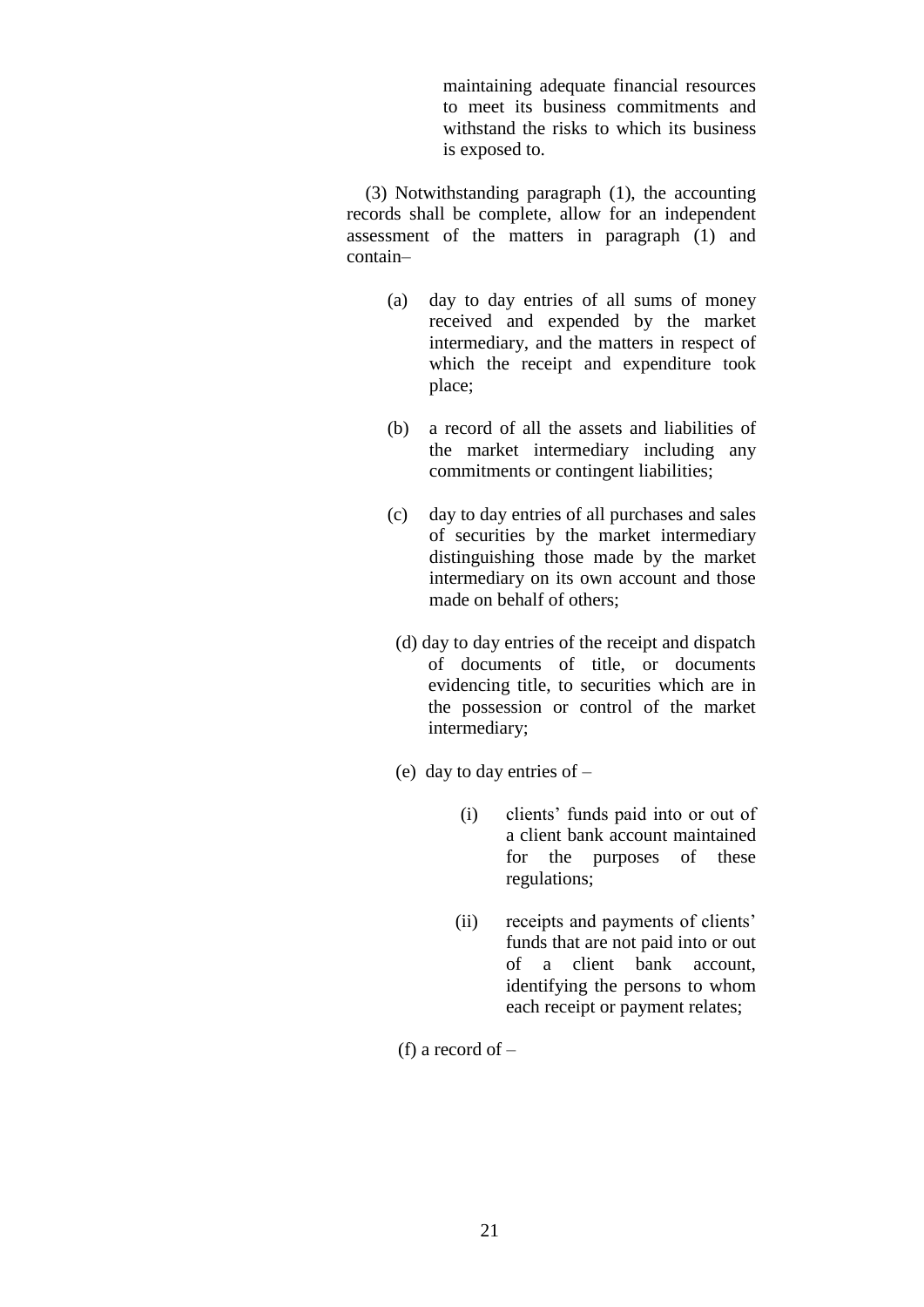maintaining adequate financial resources to meet its business commitments and withstand the risks to which its business is exposed to.

(3) Notwithstanding paragraph (1), the accounting records shall be complete, allow for an independent assessment of the matters in paragraph (1) and contain–

(a) day to day entries of all sums of money received and expended by the market intermediary, and the matters in respect of which the receipt and expenditure took place;

(b) a record of all the assets and liabilities of the market intermediary including any commitments or contingent liabilities;

(c) day to day entries of all purchases and sales of securities by the market intermediary distinguishing those made by the market intermediary on its own account and those made on behalf of others;

(d) day to day entries of the receipt and dispatch of documents of title, or documents evidencing title, to securities which are in the possession or control of the market intermediary;

(e) day to day entries of –

(i) clients' funds paid into or out of a client bank account maintained for the purposes of these regulations;

(ii) receipts and payments of clients' funds that are not paid into or out of a client bank account, identifying the persons to whom each receipt or payment relates;

(f) a record of –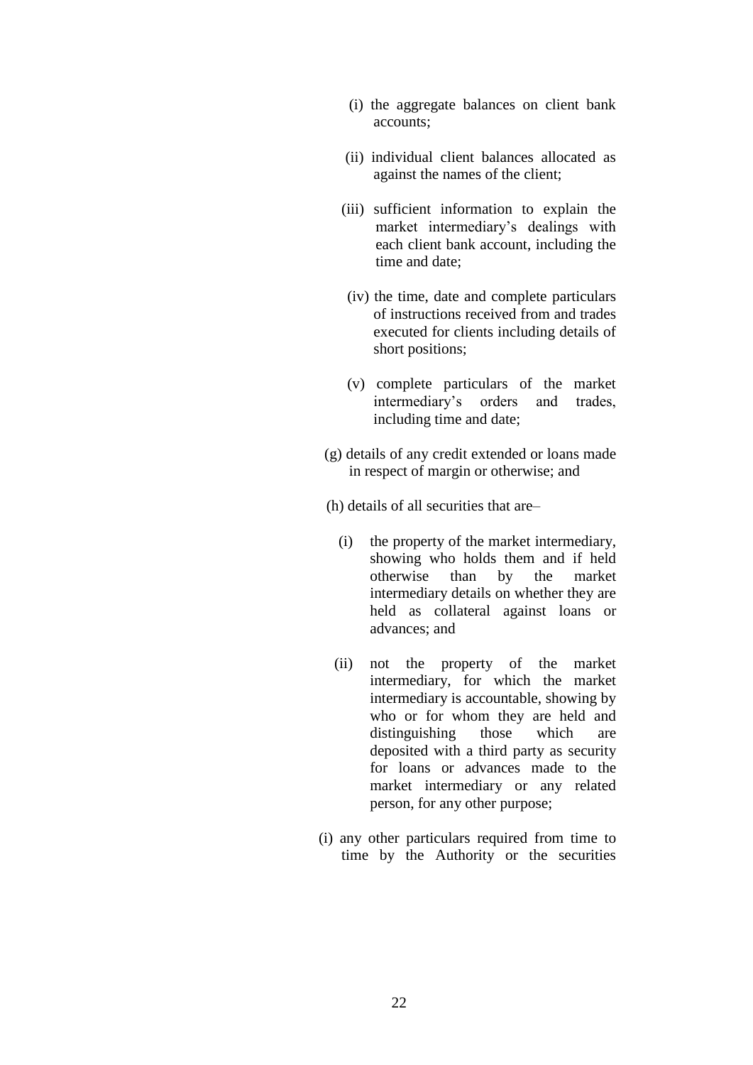(i) the aggregate balances on client bank accounts;

(ii) individual client balances allocated as against the names of the client;

(iii) sufficient information to explain the market intermediary's dealings with each client bank account, including the time and date;

(iv) the time, date and complete particulars of instructions received from and trades executed for clients including details of short positions;

(v) complete particulars of the market intermediary's orders and trades, including time and date;

(g) details of any credit extended or loans made in respect of margin or otherwise; and

(h) details of all securities that are–

(i) the property of the market intermediary, showing who holds them and if held otherwise than by the market intermediary details on whether they are held as collateral against loans or advances; and

(ii) not the property of the market intermediary, for which the market intermediary is accountable, showing by who or for whom they are held and distinguishing those which are deposited with a third party as security for loans or advances made to the market intermediary or any related person, for any other purpose;

(i) any other particulars required from time to time by the Authority or the securities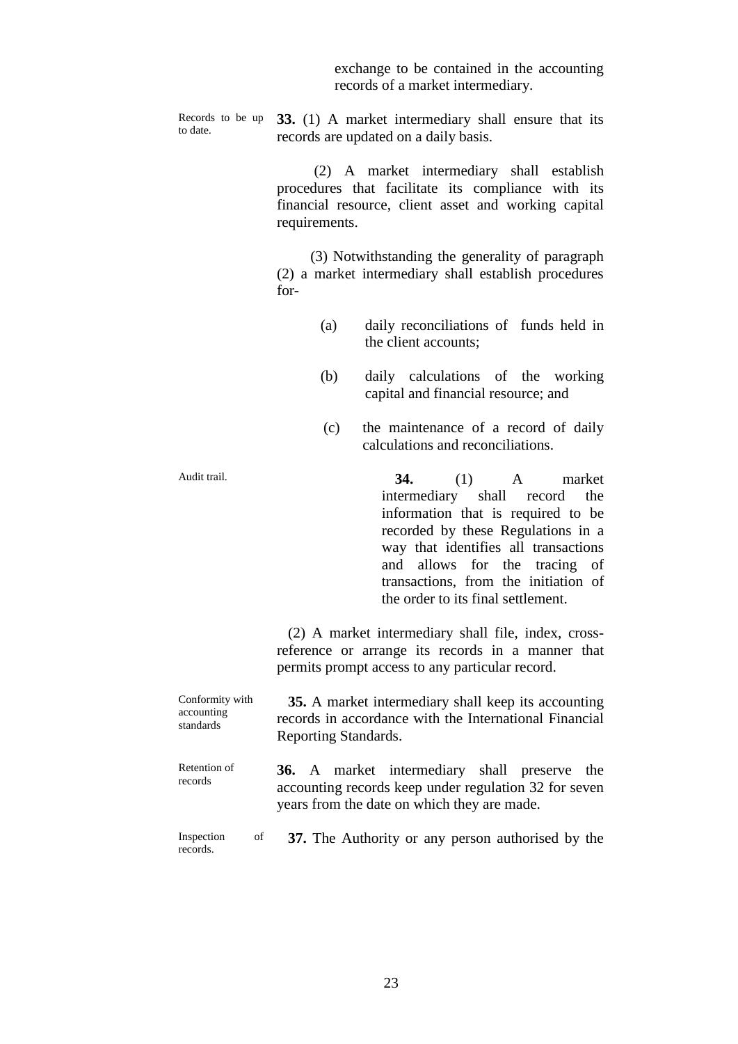exchange to be contained in the accounting records of a market intermediary.

Records to be up to date.

**33.** (1) A market intermediary shall ensure that its records are updated on a daily basis.

(2) A market intermediary shall establish procedures that facilitate its compliance with its financial resource, client asset and working capital requirements.

(3) Notwithstanding the generality of paragraph (2) a market intermediary shall establish procedures for-

(a) daily reconciliations of funds held in the client accounts;

(b) daily calculations of the working capital and financial resource; and

(c) the maintenance of a record of daily calculations and reconciliations.

Audit trail.

**34.** (1) A market intermediary shall record the information that is required to be recorded by these Regulations in a way that identifies all transactions and allows for the tracing of transactions, from the initiation of the order to its final settlement.

(2) A market intermediary shall file, index, cross-reference or arrange its records in a manner that permits prompt access to any particular record.

Conformity with accounting standards

**35.** A market intermediary shall keep its accounting records in accordance with the International Financial Reporting Standards.

Retention of records

**36.** A market intermediary shall preserve the accounting records keep under regulation 32 for seven years from the date on which they are made.

Inspection of records.

**37.** The Authority or any person authorised by the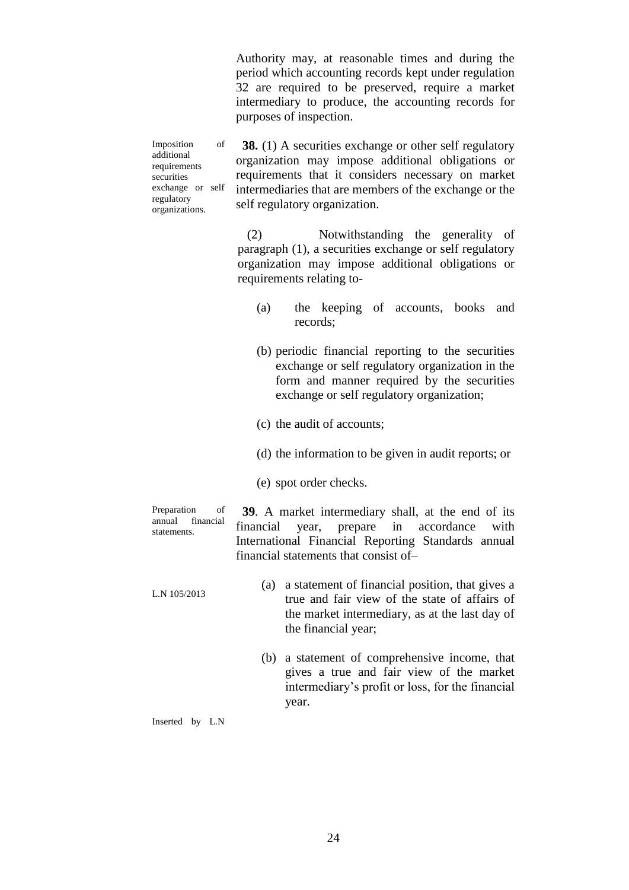Authority may, at reasonable times and during the period which accounting records kept under regulation 32 are required to be preserved, require a market intermediary to produce, the accounting records for purposes of inspection.

Imposition of additional requirements securities exchange or self regulatory organizations.

**38.** (1) A securities exchange or other self regulatory organization may impose additional obligations or requirements that it considers necessary on market intermediaries that are members of the exchange or the self regulatory organization.

(2) Notwithstanding the generality of paragraph (1), a securities exchange or self regulatory organization may impose additional obligations or requirements relating to-

(a) the keeping of accounts, books and records;

(b) periodic financial reporting to the securities exchange or self regulatory organization in the form and manner required by the securities exchange or self regulatory organization;

(c) the audit of accounts;

(d) the information to be given in audit reports; or

(e) spot order checks.

Preparation of annual financial statements.

**39**. A market intermediary shall, at the end of its financial year, prepare in accordance with International Financial Reporting Standards annual financial statements that consist of–

L.N 105/2013

(a) a statement of financial position, that gives a true and fair view of the state of affairs of the market intermediary, as at the last day of the financial year;

(b) a statement of comprehensive income, that gives a true and fair view of the market intermediary's profit or loss, for the financial year.

Inserted by L.N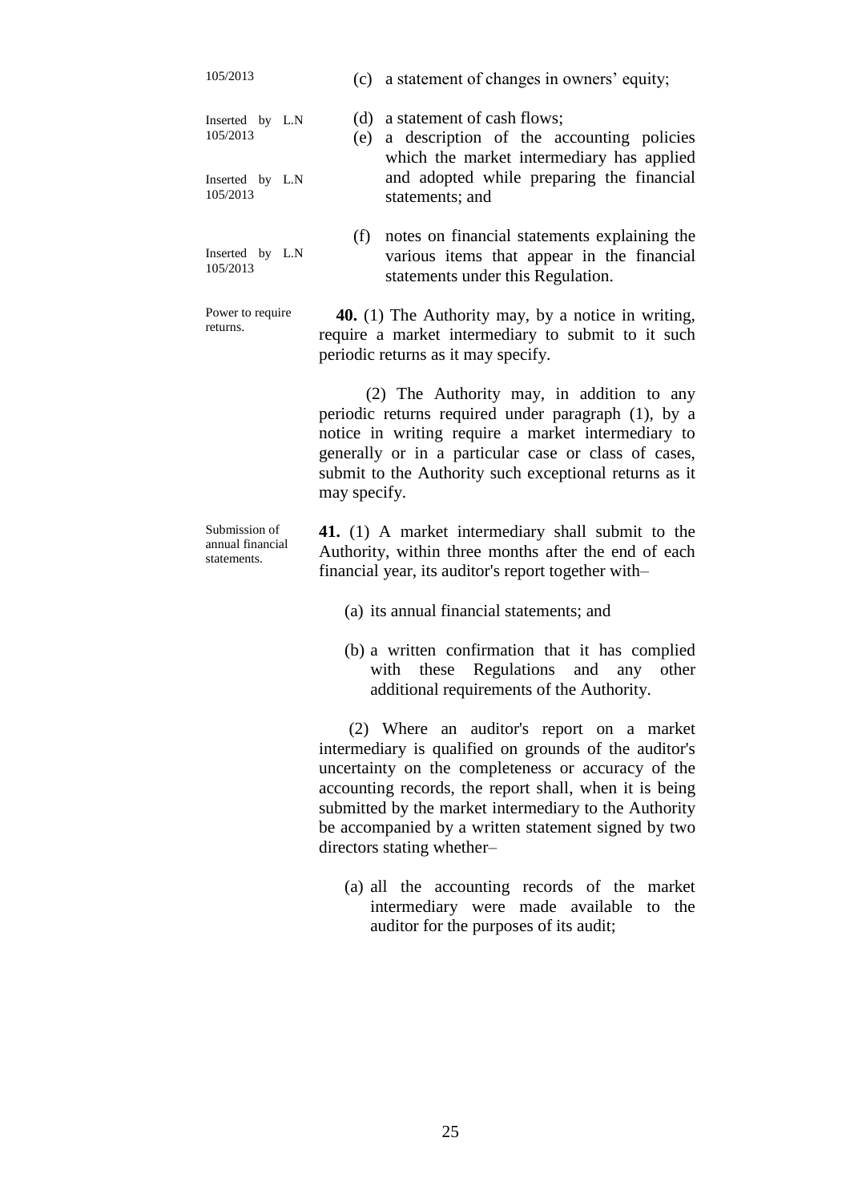105/2013

(c) a statement of changes in owners' equity;

Inserted by L.N 105/2013

(d) a statement of cash flows;

Inserted by L.N 105/2013

(e) a description of the accounting policies which the market intermediary has applied and adopted while preparing the financial statements; and

Inserted by L.N 105/2013

(f) notes on financial statements explaining the various items that appear in the financial statements under this Regulation.

Power to require returns.

**40.** (1) The Authority may, by a notice in writing, require a market intermediary to submit to it such periodic returns as it may specify.

(2) The Authority may, in addition to any periodic returns required under paragraph (1), by a notice in writing require a market intermediary to generally or in a particular case or class of cases, submit to the Authority such exceptional returns as it may specify.

Submission of annual financial statements.

**41.** (1) A market intermediary shall submit to the Authority, within three months after the end of each financial year, its auditor's report together with–

(a) its annual financial statements; and

(b) a written confirmation that it has complied with these Regulations and any other additional requirements of the Authority.

(2) Where an auditor's report on a market intermediary is qualified on grounds of the auditor's uncertainty on the completeness or accuracy of the accounting records, the report shall, when it is being submitted by the market intermediary to the Authority be accompanied by a written statement signed by two directors stating whether–

(a) all the accounting records of the market intermediary were made available to the auditor for the purposes of its audit;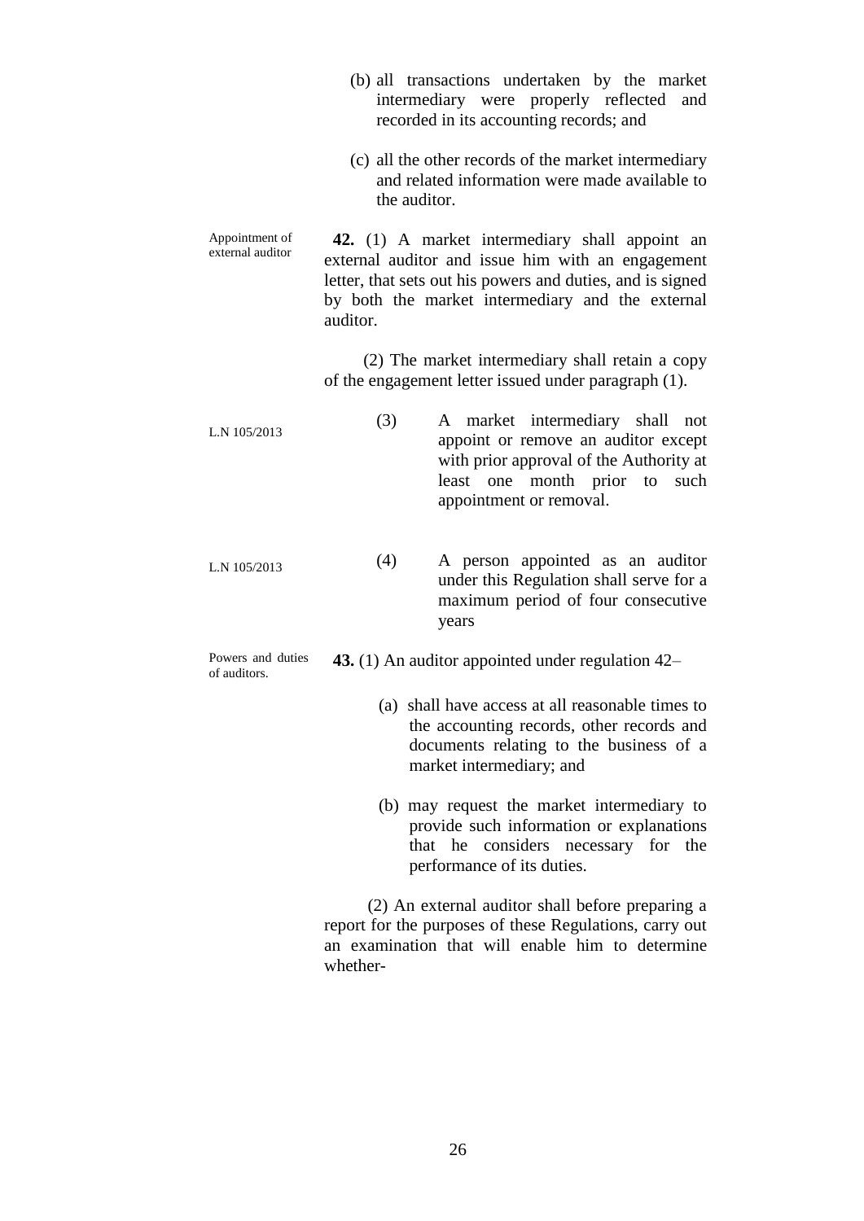(b) all transactions undertaken by the market intermediary were properly reflected and recorded in its accounting records; and

(c) all the other records of the market intermediary and related information were made available to the auditor.

Appointment of external auditor

**42.** (1) A market intermediary shall appoint an external auditor and issue him with an engagement letter, that sets out his powers and duties, and is signed by both the market intermediary and the external auditor.

(2) The market intermediary shall retain a copy of the engagement letter issued under paragraph (1).

L.N 105/2013

(3) A market intermediary shall not appoint or remove an auditor except with prior approval of the Authority at least one month prior to such appointment or removal.

L.N 105/2013

(4) A person appointed as an auditor under this Regulation shall serve for a maximum period of four consecutive years

Powers and duties of auditors.

**43.** (1) An auditor appointed under regulation 42–

(a) shall have access at all reasonable times to the accounting records, other records and documents relating to the business of a market intermediary; and

(b) may request the market intermediary to provide such information or explanations that he considers necessary for the performance of its duties.

(2) An external auditor shall before preparing a report for the purposes of these Regulations, carry out an examination that will enable him to determine whether-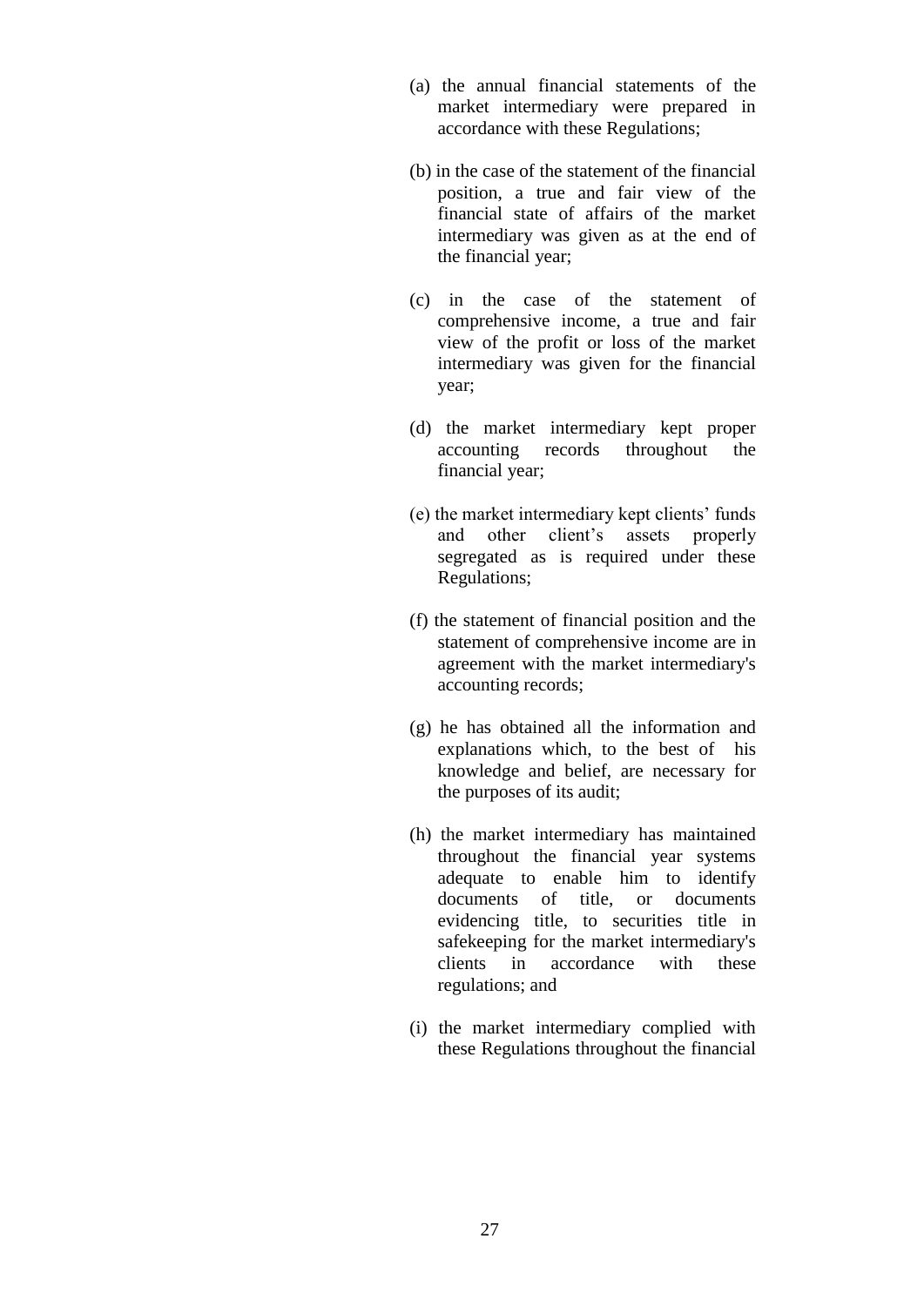(a) the annual financial statements of the market intermediary were prepared in accordance with these Regulations;

(b) in the case of the statement of the financial position, a true and fair view of the financial state of affairs of the market intermediary was given as at the end of the financial year;

(c) in the case of the statement of comprehensive income, a true and fair view of the profit or loss of the market intermediary was given for the financial year;

(d) the market intermediary kept proper accounting records throughout the financial year;

(e) the market intermediary kept clients' funds and other client's assets properly segregated as is required under these Regulations;

(f) the statement of financial position and the statement of comprehensive income are in agreement with the market intermediary's accounting records;

(g) he has obtained all the information and explanations which, to the best of his knowledge and belief, are necessary for the purposes of its audit;

(h) the market intermediary has maintained throughout the financial year systems adequate to enable him to identify documents of title, or documents evidencing title, to securities title in safekeeping for the market intermediary's clients in accordance with these regulations; and

(i) the market intermediary complied with these Regulations throughout the financial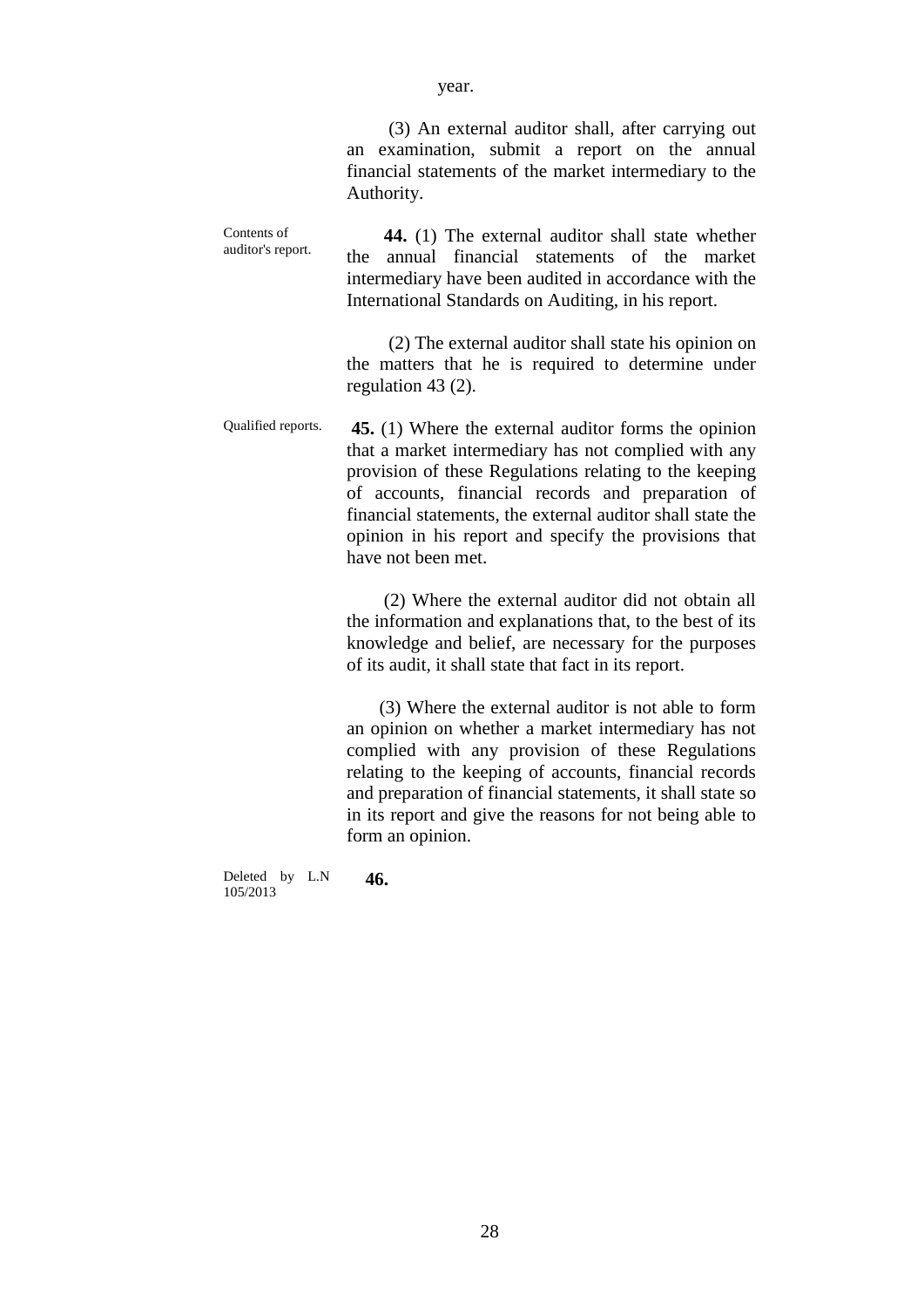year.

(3) An external auditor shall, after carrying out an examination, submit a report on the annual financial statements of the market intermediary to the Authority.

Contents of auditor's report.

**44.** (1) The external auditor shall state whether the annual financial statements of the market intermediary have been audited in accordance with the International Standards on Auditing, in his report.

(2) The external auditor shall state his opinion on the matters that he is required to determine under regulation 43 (2).

Qualified reports.

**45.** (1) Where the external auditor forms the opinion that a market intermediary has not complied with any provision of these Regulations relating to the keeping of accounts, financial records and preparation of financial statements, the external auditor shall state the opinion in his report and specify the provisions that have not been met.

(2) Where the external auditor did not obtain all the information and explanations that, to the best of its knowledge and belief, are necessary for the purposes of its audit, it shall state that fact in its report.

(3) Where the external auditor is not able to form an opinion on whether a market intermediary has not complied with any provision of these Regulations relating to the keeping of accounts, financial records and preparation of financial statements, it shall state so in its report and give the reasons for not being able to form an opinion.

Deleted by L.N 105/2013

**46.**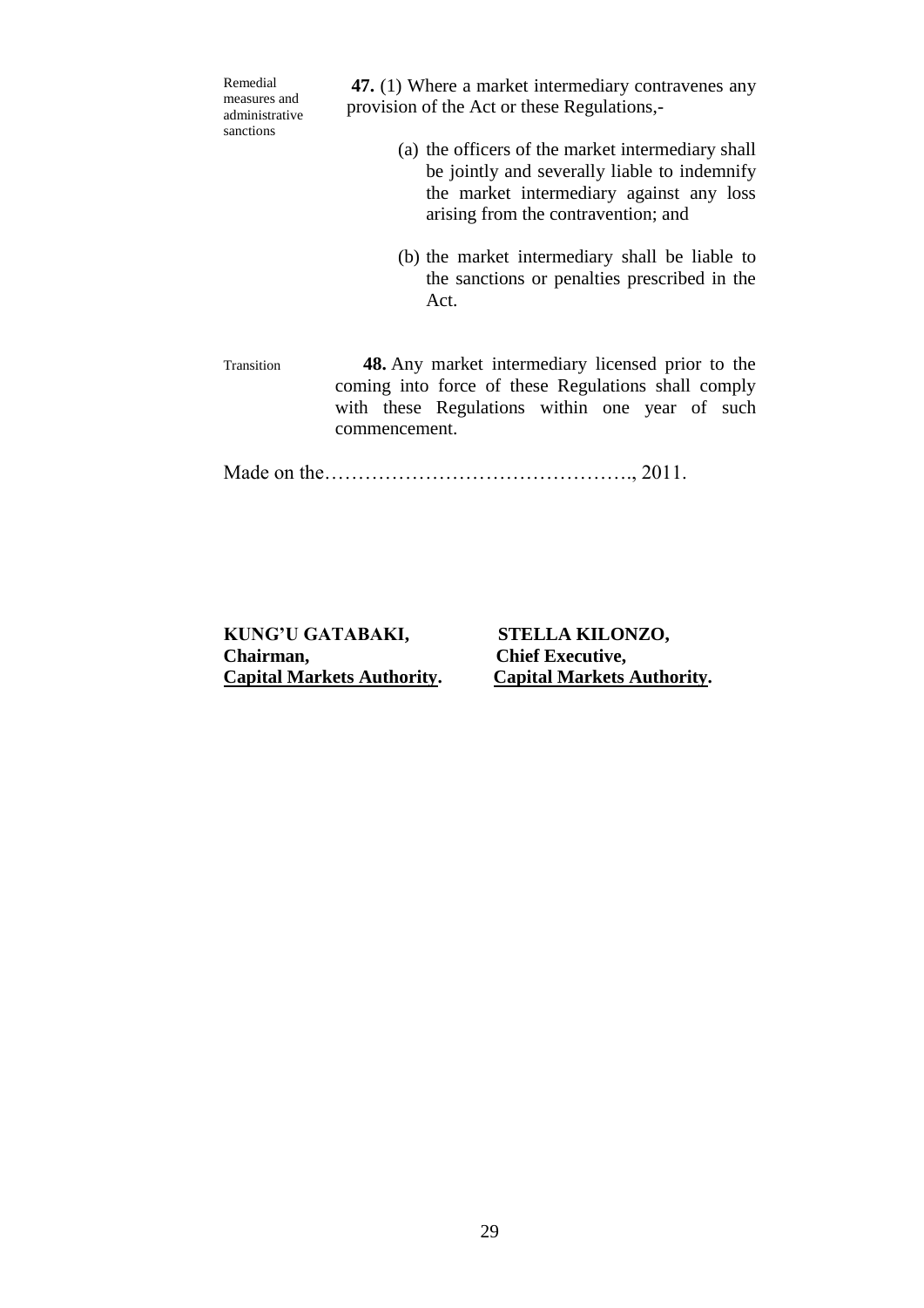Remedial measures and administrative sanctions

**47.** (1) Where a market intermediary contravenes any provision of the Act or these Regulations,-

(a) the officers of the market intermediary shall be jointly and severally liable to indemnify the market intermediary against any loss arising from the contravention; and

(b) the market intermediary shall be liable to the sanctions or penalties prescribed in the Act.

Transition

**48.** Any market intermediary licensed prior to the coming into force of these Regulations shall comply with these Regulations within one year of such commencement.

Made on the……………………………………….., 2011.

| | |
|---|---|
| **KUNG'U GATABAKI,** | **STELLA KILONZO,** |
| **Chairman,** | **Chief Executive,** |
| **Capital Markets Authority.** | **Capital Markets Authority.** |